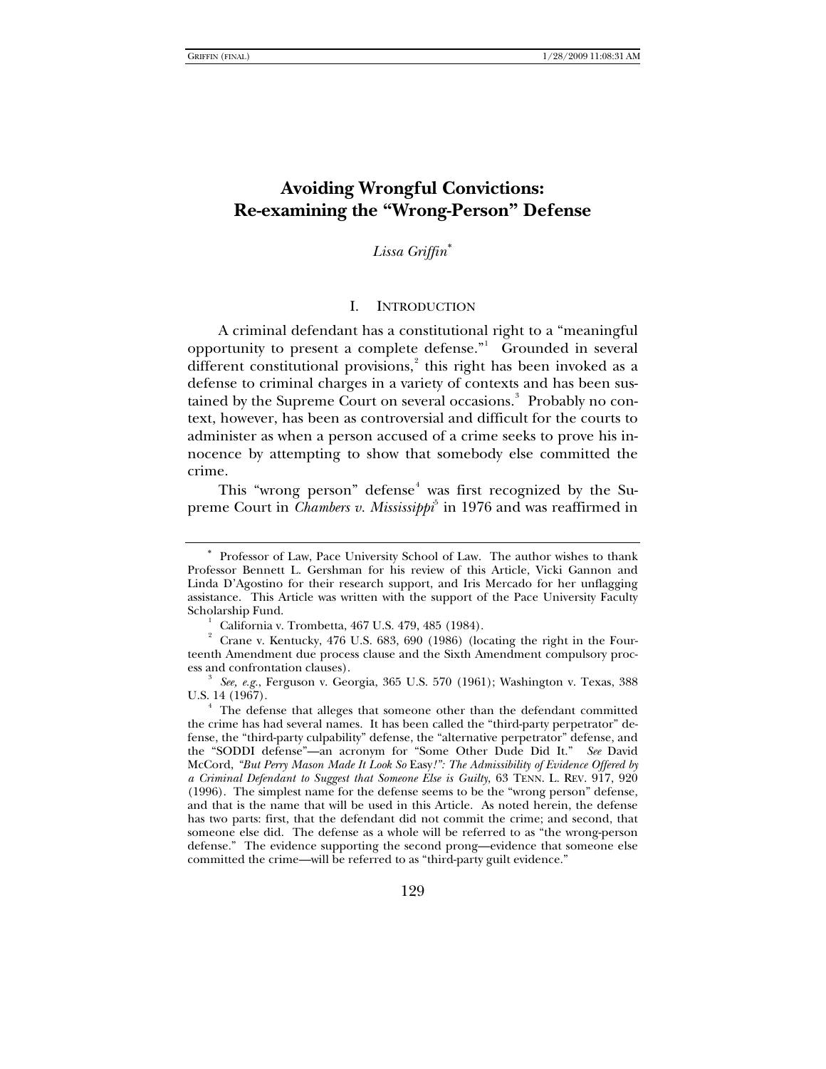# Avoiding Wrongful Convictions: Re-examining the "Wrong-Person" Defense

*Lissa Griffin*[*]

## I. INTRODUCTION

A criminal defendant has a constitutional right to a "meaningful opportunity to present a complete defense."[1] Grounded in several different constitutional provisions,[2] this right has been invoked as a defense to criminal charges in a variety of contexts and has been sustained by the Supreme Court on several occasions.[3] Probably no context, however, has been as controversial and difficult for the courts to administer as when a person accused of a crime seeks to prove his innocence by attempting to show that somebody else committed the crime.

This "wrong person" defense[4] was first recognized by the Supreme Court in *Chambers v. Mississippi*[5] in 1976 and was reaffirmed in

---

[*] Professor of Law, Pace University School of Law. The author wishes to thank Professor Bennett L. Gershman for his review of this Article, Vicki Gannon and Linda D'Agostino for their research support, and Iris Mercado for her unflagging assistance. This Article was written with the support of the Pace University Faculty Scholarship Fund.

[1] California v. Trombetta, 467 U.S. 479, 485 (1984).

[2] Crane v. Kentucky, 476 U.S. 683, 690 (1986) (locating the right in the Fourteenth Amendment due process clause and the Sixth Amendment compulsory process and confrontation clauses).

[3] *See, e.g.*, Ferguson v. Georgia, 365 U.S. 570 (1961); Washington v. Texas, 388 U.S. 14 (1967).

[4] The defense that alleges that someone other than the defendant committed the crime has had several names. It has been called the "third-party perpetrator" defense, the "third-party culpability" defense, the "alternative perpetrator" defense, and the "SODDI defense"—an acronym for "Some Other Dude Did It." *See* David McCord, *"But Perry Mason Made It Look So* Easy*!": The Admissibility of Evidence Offered by a Criminal Defendant to Suggest that Someone Else is Guilty*, 63 TENN. L. REV. 917, 920 (1996). The simplest name for the defense seems to be the "wrong person" defense, and that is the name that will be used in this Article. As noted herein, the defense has two parts: first, that the defendant did not commit the crime; and second, that someone else did. The defense as a whole will be referred to as "the wrong-person defense." The evidence supporting the second prong—evidence that someone else committed the crime—will be referred to as "third-party guilt evidence."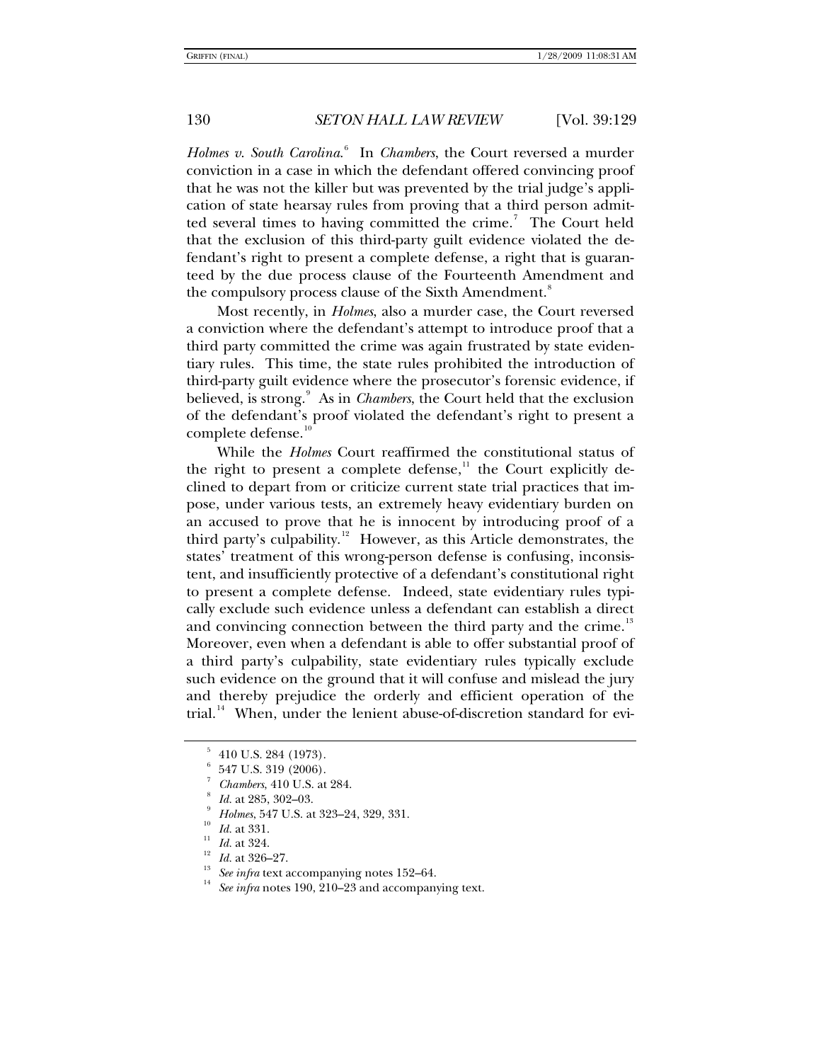*Holmes v. South Carolina*.[6] In *Chambers*, the Court reversed a murder conviction in a case in which the defendant offered convincing proof that he was not the killer but was prevented by the trial judge's application of state hearsay rules from proving that a third person admitted several times to having committed the crime.[7] The Court held that the exclusion of this third-party guilt evidence violated the defendant's right to present a complete defense, a right that is guaranteed by the due process clause of the Fourteenth Amendment and the compulsory process clause of the Sixth Amendment.[8]

Most recently, in *Holmes*, also a murder case, the Court reversed a conviction where the defendant's attempt to introduce proof that a third party committed the crime was again frustrated by state evidentiary rules. This time, the state rules prohibited the introduction of third-party guilt evidence where the prosecutor's forensic evidence, if believed, is strong.[9] As in *Chambers*, the Court held that the exclusion of the defendant's proof violated the defendant's right to present a complete defense.[10]

While the *Holmes* Court reaffirmed the constitutional status of the right to present a complete defense,[11] the Court explicitly declined to depart from or criticize current state trial practices that impose, under various tests, an extremely heavy evidentiary burden on an accused to prove that he is innocent by introducing proof of a third party's culpability.[12] However, as this Article demonstrates, the states' treatment of this wrong-person defense is confusing, inconsistent, and insufficiently protective of a defendant's constitutional right to present a complete defense. Indeed, state evidentiary rules typically exclude such evidence unless a defendant can establish a direct and convincing connection between the third party and the crime.[13] Moreover, even when a defendant is able to offer substantial proof of a third party's culpability, state evidentiary rules typically exclude such evidence on the ground that it will confuse and mislead the jury and thereby prejudice the orderly and efficient operation of the trial.[14] When, under the lenient abuse-of-discretion standard for evi-

---

[5] 410 U.S. 284 (1973).

[6] 547 U.S. 319 (2006).

[7] *Chambers*, 410 U.S. at 284.

[8] *Id.* at 285, 302–03.

[9] *Holmes*, 547 U.S. at 323–24, 329, 331.

[10] *Id.* at 331.

[11] *Id.* at 324.

[12] *Id.* at 326–27.

[13] *See infra* text accompanying notes 152–64.

[14] *See infra* notes 190, 210–23 and accompanying text.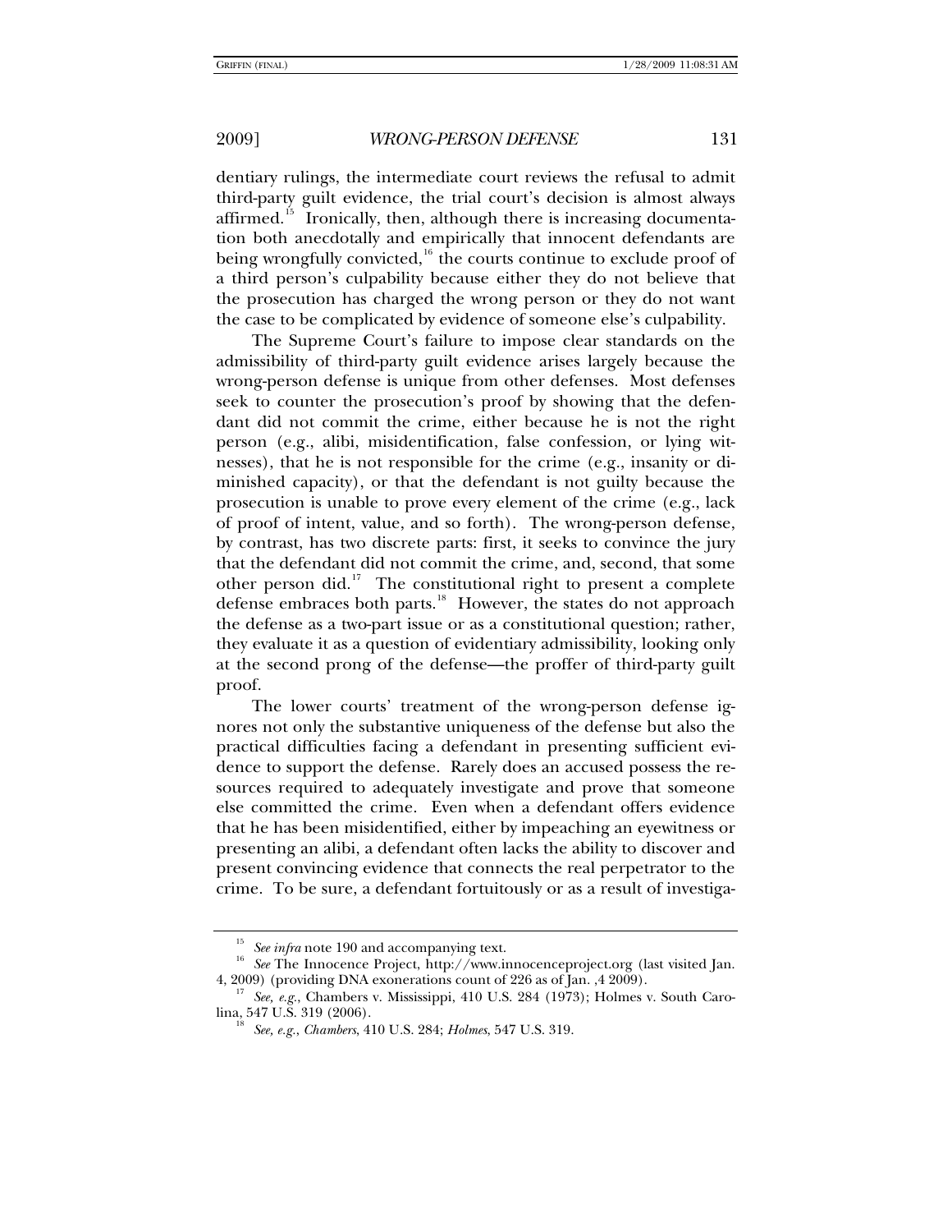dentiary rulings, the intermediate court reviews the refusal to admit third-party guilt evidence, the trial court's decision is almost always affirmed.[15] Ironically, then, although there is increasing documentation both anecdotally and empirically that innocent defendants are being wrongfully convicted,[16] the courts continue to exclude proof of a third person's culpability because either they do not believe that the prosecution has charged the wrong person or they do not want the case to be complicated by evidence of someone else's culpability.

The Supreme Court's failure to impose clear standards on the admissibility of third-party guilt evidence arises largely because the wrong-person defense is unique from other defenses. Most defenses seek to counter the prosecution's proof by showing that the defendant did not commit the crime, either because he is not the right person (e.g., alibi, misidentification, false confession, or lying witnesses), that he is not responsible for the crime (e.g., insanity or diminished capacity), or that the defendant is not guilty because the prosecution is unable to prove every element of the crime (e.g., lack of proof of intent, value, and so forth). The wrong-person defense, by contrast, has two discrete parts: first, it seeks to convince the jury that the defendant did not commit the crime, and, second, that some other person did.[17] The constitutional right to present a complete defense embraces both parts.[18] However, the states do not approach the defense as a two-part issue or as a constitutional question; rather, they evaluate it as a question of evidentiary admissibility, looking only at the second prong of the defense—the proffer of third-party guilt proof.

The lower courts' treatment of the wrong-person defense ignores not only the substantive uniqueness of the defense but also the practical difficulties facing a defendant in presenting sufficient evidence to support the defense. Rarely does an accused possess the resources required to adequately investigate and prove that someone else committed the crime. Even when a defendant offers evidence that he has been misidentified, either by impeaching an eyewitness or presenting an alibi, a defendant often lacks the ability to discover and present convincing evidence that connects the real perpetrator to the crime. To be sure, a defendant fortuitously or as a result of investiga-

---

[15] *See infra* note 190 and accompanying text.

[16] *See* The Innocence Project, http://www.innocenceproject.org (last visited Jan. 4, 2009) (providing DNA exonerations count of 226 as of Jan. ,4 2009).

[17] *See, e.g.*, Chambers v. Mississippi, 410 U.S. 284 (1973); Holmes v. South Carolina, 547 U.S. 319 (2006).

[18] *See, e.g.*, *Chambers*, 410 U.S. 284; *Holmes*, 547 U.S. 319.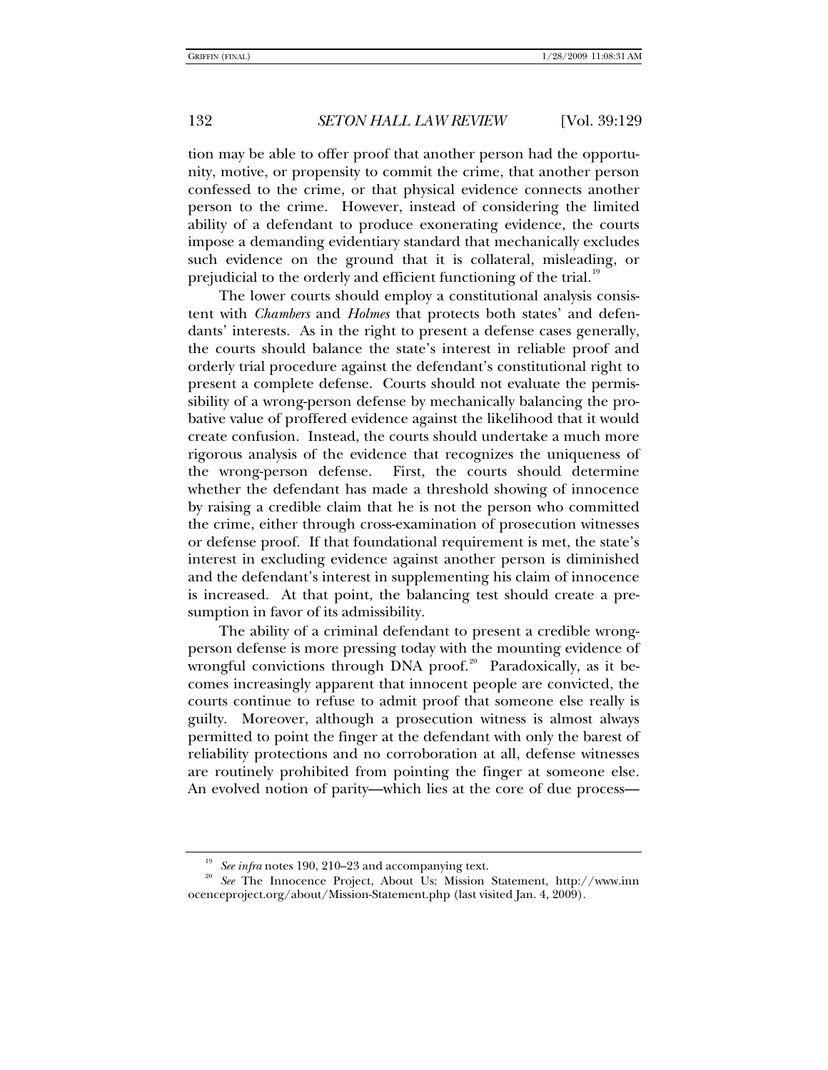tion may be able to offer proof that another person had the opportunity, motive, or propensity to commit the crime, that another person confessed to the crime, or that physical evidence connects another person to the crime. However, instead of considering the limited ability of a defendant to produce exonerating evidence, the courts impose a demanding evidentiary standard that mechanically excludes such evidence on the ground that it is collateral, misleading, or prejudicial to the orderly and efficient functioning of the trial.[19]

The lower courts should employ a constitutional analysis consistent with *Chambers* and *Holmes* that protects both states' and defendants' interests. As in the right to present a defense cases generally, the courts should balance the state's interest in reliable proof and orderly trial procedure against the defendant's constitutional right to present a complete defense. Courts should not evaluate the permissibility of a wrong-person defense by mechanically balancing the probative value of proffered evidence against the likelihood that it would create confusion. Instead, the courts should undertake a much more rigorous analysis of the evidence that recognizes the uniqueness of the wrong-person defense. First, the courts should determine whether the defendant has made a threshold showing of innocence by raising a credible claim that he is not the person who committed the crime, either through cross-examination of prosecution witnesses or defense proof. If that foundational requirement is met, the state's interest in excluding evidence against another person is diminished and the defendant's interest in supplementing his claim of innocence is increased. At that point, the balancing test should create a presumption in favor of its admissibility.

The ability of a criminal defendant to present a credible wrong-person defense is more pressing today with the mounting evidence of wrongful convictions through DNA proof.[20] Paradoxically, as it becomes increasingly apparent that innocent people are convicted, the courts continue to refuse to admit proof that someone else really is guilty. Moreover, although a prosecution witness is almost always permitted to point the finger at the defendant with only the barest of reliability protections and no corroboration at all, defense witnesses are routinely prohibited from pointing the finger at someone else. An evolved notion of parity—which lies at the core of due process—

---

[19] *See infra* notes 190, 210–23 and accompanying text.

[20] *See* The Innocence Project, About Us: Mission Statement, http://www.innocenceproject.org/about/Mission-Statement.php (last visited Jan. 4, 2009).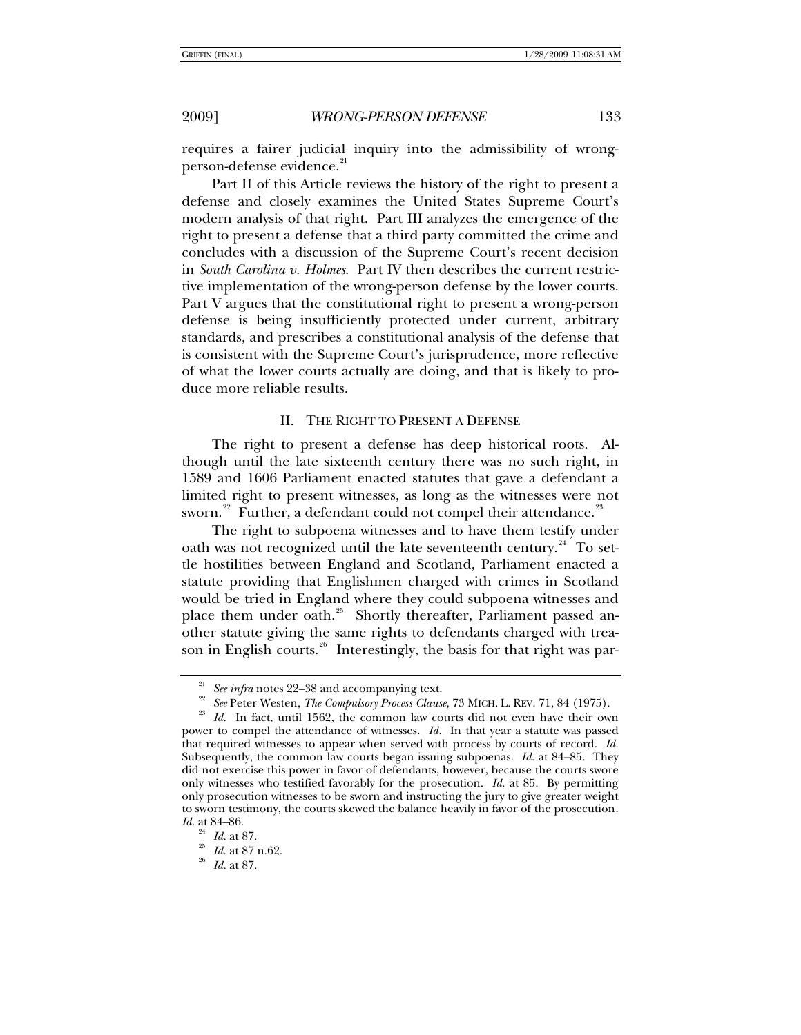requires a fairer judicial inquiry into the admissibility of wrong-person-defense evidence.[21]

Part II of this Article reviews the history of the right to present a defense and closely examines the United States Supreme Court's modern analysis of that right. Part III analyzes the emergence of the right to present a defense that a third party committed the crime and concludes with a discussion of the Supreme Court's recent decision in *South Carolina v. Holmes*. Part IV then describes the current restrictive implementation of the wrong-person defense by the lower courts. Part V argues that the constitutional right to present a wrong-person defense is being insufficiently protected under current, arbitrary standards, and prescribes a constitutional analysis of the defense that is consistent with the Supreme Court's jurisprudence, more reflective of what the lower courts actually are doing, and that is likely to produce more reliable results.

## II. THE RIGHT TO PRESENT A DEFENSE

The right to present a defense has deep historical roots. Although until the late sixteenth century there was no such right, in 1589 and 1606 Parliament enacted statutes that gave a defendant a limited right to present witnesses, as long as the witnesses were not sworn.[22] Further, a defendant could not compel their attendance.[23]

The right to subpoena witnesses and to have them testify under oath was not recognized until the late seventeenth century.[24] To settle hostilities between England and Scotland, Parliament enacted a statute providing that Englishmen charged with crimes in Scotland would be tried in England where they could subpoena witnesses and place them under oath.[25] Shortly thereafter, Parliament passed another statute giving the same rights to defendants charged with treason in English courts.[26] Interestingly, the basis for that right was par-

---

[21] *See infra* notes 22–38 and accompanying text.

[22] *See* Peter Westen, *The Compulsory Process Clause*, 73 MICH. L. REV. 71, 84 (1975).

[23] *Id.* In fact, until 1562, the common law courts did not even have their own power to compel the attendance of witnesses. *Id.* In that year a statute was passed that required witnesses to appear when served with process by courts of record. *Id.* Subsequently, the common law courts began issuing subpoenas. *Id.* at 84–85. They did not exercise this power in favor of defendants, however, because the courts swore only witnesses who testified favorably for the prosecution. *Id.* at 85. By permitting only prosecution witnesses to be sworn and instructing the jury to give greater weight to sworn testimony, the courts skewed the balance heavily in favor of the prosecution. *Id.* at 84–86.

[24] *Id.* at 87.

[25] *Id.* at 87 n.62.

[26] *Id.* at 87.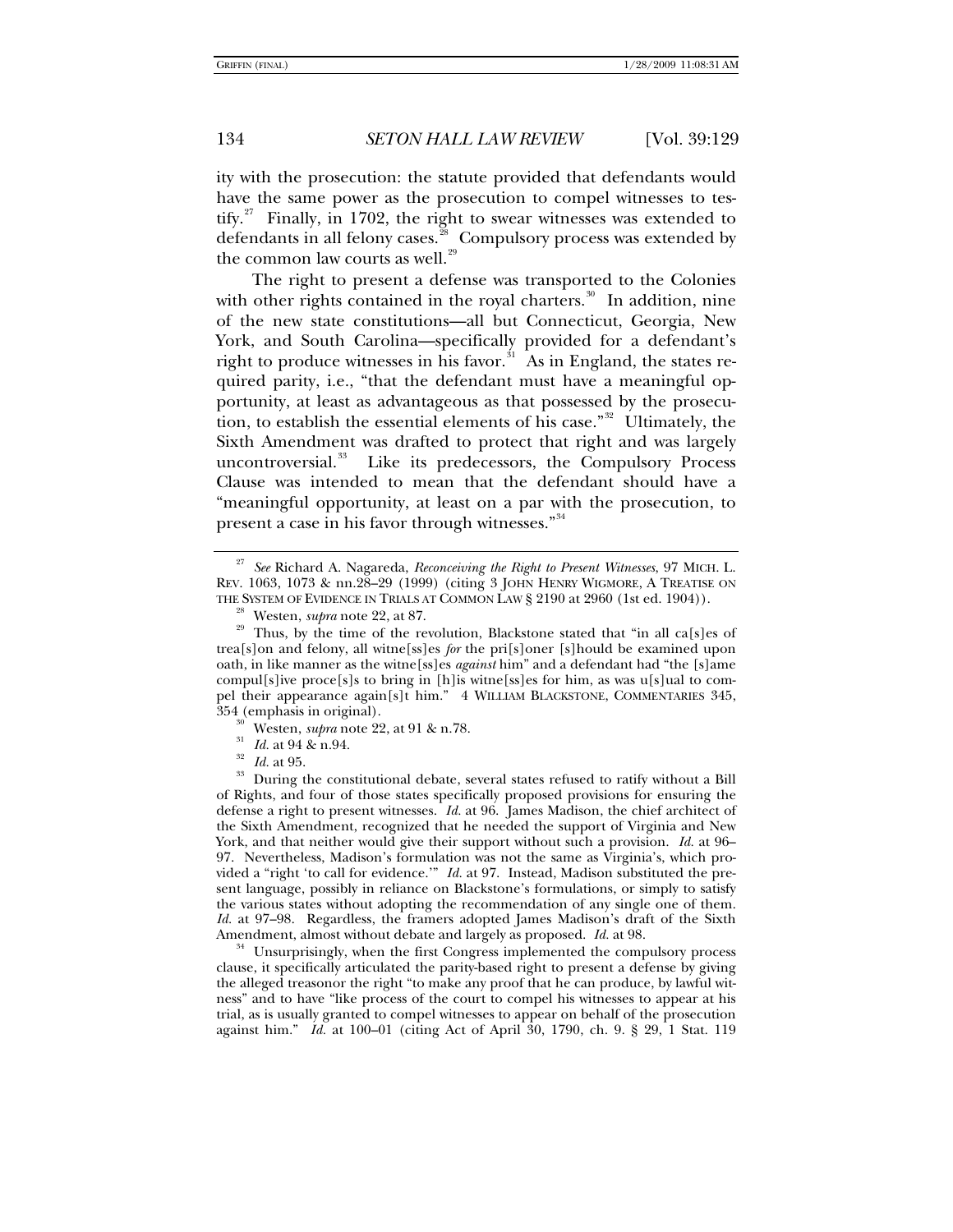ity with the prosecution: the statute provided that defendants would have the same power as the prosecution to compel witnesses to testify.[27] Finally, in 1702, the right to swear witnesses was extended to defendants in all felony cases.[28] Compulsory process was extended by the common law courts as well.[29]

The right to present a defense was transported to the Colonies with other rights contained in the royal charters.[30] In addition, nine of the new state constitutions—all but Connecticut, Georgia, New York, and South Carolina—specifically provided for a defendant's right to produce witnesses in his favor.[31] As in England, the states required parity, i.e., "that the defendant must have a meaningful opportunity, at least as advantageous as that possessed by the prosecution, to establish the essential elements of his case."[32] Ultimately, the Sixth Amendment was drafted to protect that right and was largely uncontroversial.[33] Like its predecessors, the Compulsory Process Clause was intended to mean that the defendant should have a "meaningful opportunity, at least on a par with the prosecution, to present a case in his favor through witnesses."[34]

---

[27] *See* Richard A. Nagareda, *Reconceiving the Right to Present Witnesses*, 97 MICH. L. REV. 1063, 1073 & nn.28–29 (1999) (citing 3 JOHN HENRY WIGMORE, A TREATISE ON THE SYSTEM OF EVIDENCE IN TRIALS AT COMMON LAW § 2190 at 2960 (1st ed. 1904)).

[28] Westen, *supra* note 22, at 87.

[29] Thus, by the time of the revolution, Blackstone stated that "in all ca[s]es of trea[s]on and felony, all witne[ss]es *for* the pri[s]oner [s]hould be examined upon oath, in like manner as the witne[ss]es *against* him" and a defendant had "the [s]ame compul[s]ive proce[s]s to bring in [h]is witne[ss]es for him, as was u[s]ual to compel their appearance again[s]t him." 4 WILLIAM BLACKSTONE, COMMENTARIES 345, 354 (emphasis in original).

[30] Westen, *supra* note 22, at 91 & n.78.

[31] *Id.* at 94 & n.94.

[32] *Id.* at 95.

[33] During the constitutional debate, several states refused to ratify without a Bill of Rights, and four of those states specifically proposed provisions for ensuring the defense a right to present witnesses. *Id.* at 96. James Madison, the chief architect of the Sixth Amendment, recognized that he needed the support of Virginia and New York, and that neither would give their support without such a provision. *Id.* at 96–97. Nevertheless, Madison's formulation was not the same as Virginia's, which provided a "right 'to call for evidence.'" *Id.* at 97. Instead, Madison substituted the present language, possibly in reliance on Blackstone's formulations, or simply to satisfy the various states without adopting the recommendation of any single one of them. *Id.* at 97–98. Regardless, the framers adopted James Madison's draft of the Sixth Amendment, almost without debate and largely as proposed. *Id.* at 98.

[34] Unsurprisingly, when the first Congress implemented the compulsory process clause, it specifically articulated the parity-based right to present a defense by giving the alleged treasonor the right "to make any proof that he can produce, by lawful witness" and to have "like process of the court to compel his witnesses to appear at his trial, as is usually granted to compel witnesses to appear on behalf of the prosecution against him." *Id.* at 100–01 (citing Act of April 30, 1790, ch. 9. § 29, 1 Stat. 119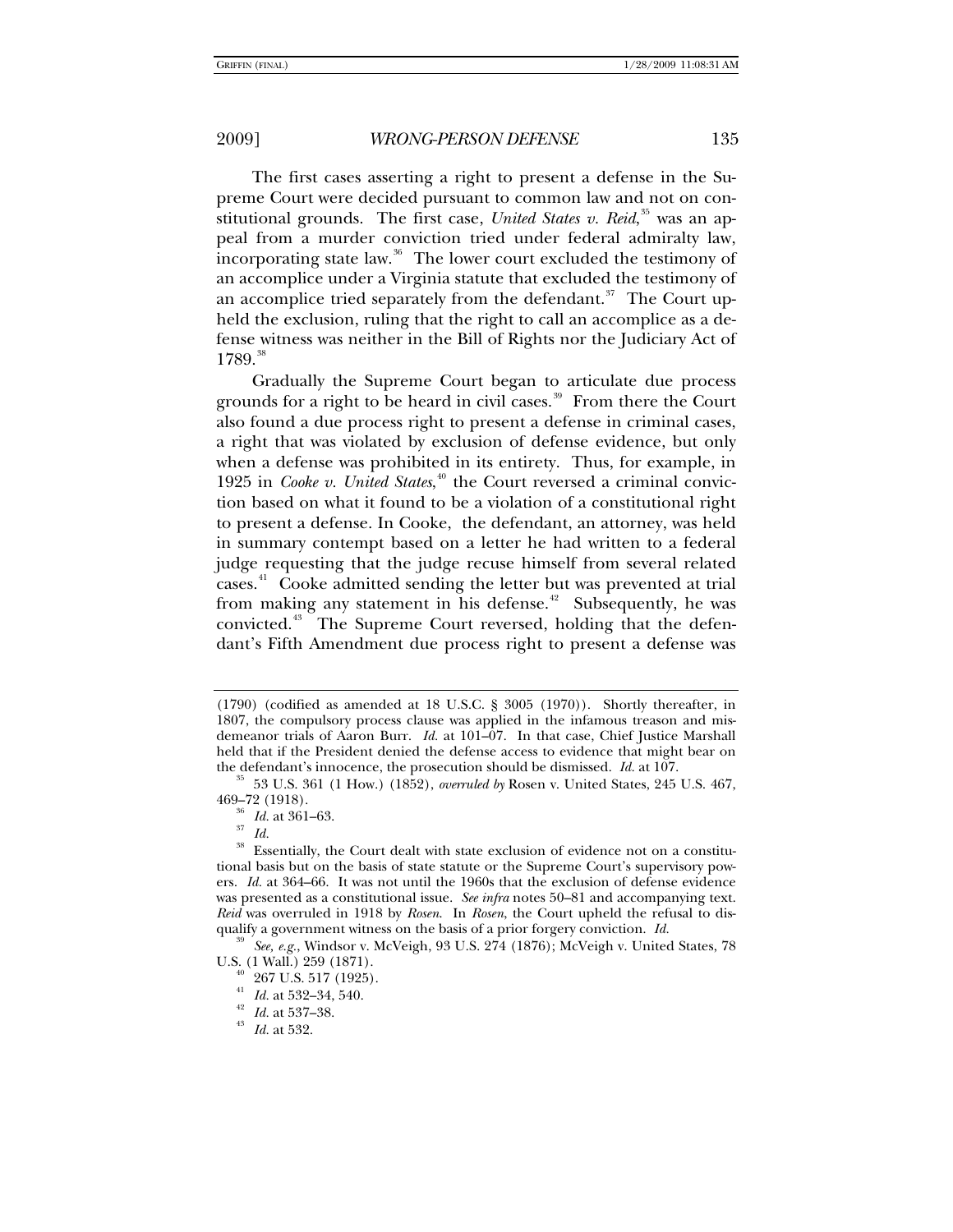The first cases asserting a right to present a defense in the Supreme Court were decided pursuant to common law and not on constitutional grounds. The first case, *United States v. Reid*,[35] was an appeal from a murder conviction tried under federal admiralty law, incorporating state law.[36] The lower court excluded the testimony of an accomplice under a Virginia statute that excluded the testimony of an accomplice tried separately from the defendant.[37] The Court upheld the exclusion, ruling that the right to call an accomplice as a defense witness was neither in the Bill of Rights nor the Judiciary Act of 1789.[38]

Gradually the Supreme Court began to articulate due process grounds for a right to be heard in civil cases.[39] From there the Court also found a due process right to present a defense in criminal cases, a right that was violated by exclusion of defense evidence, but only when a defense was prohibited in its entirety. Thus, for example, in 1925 in *Cooke v. United States*,[40] the Court reversed a criminal conviction based on what it found to be a violation of a constitutional right to present a defense. In Cooke, the defendant, an attorney, was held in summary contempt based on a letter he had written to a federal judge requesting that the judge recuse himself from several related cases.[41] Cooke admitted sending the letter but was prevented at trial from making any statement in his defense.[42] Subsequently, he was convicted.[43] The Supreme Court reversed, holding that the defendant's Fifth Amendment due process right to present a defense was

---

(1790) (codified as amended at 18 U.S.C. § 3005 (1970)). Shortly thereafter, in 1807, the compulsory process clause was applied in the infamous treason and misdemeanor trials of Aaron Burr. *Id.* at 101–07. In that case, Chief Justice Marshall held that if the President denied the defense access to evidence that might bear on the defendant's innocence, the prosecution should be dismissed. *Id.* at 107.

[35] 53 U.S. 361 (1 How.) (1852), *overruled by* Rosen v. United States, 245 U.S. 467, 469–72 (1918).

[36] *Id.* at 361–63.

[37] *Id.*

[38] Essentially, the Court dealt with state exclusion of evidence not on a constitutional basis but on the basis of state statute or the Supreme Court's supervisory powers. *Id.* at 364–66. It was not until the 1960s that the exclusion of defense evidence was presented as a constitutional issue. *See infra* notes 50–81 and accompanying text. *Reid* was overruled in 1918 by *Rosen*. In *Rosen*, the Court upheld the refusal to disqualify a government witness on the basis of a prior forgery conviction. *Id.*

[39] *See, e.g.*, Windsor v. McVeigh, 93 U.S. 274 (1876); McVeigh v. United States, 78 U.S. (1 Wall.) 259 (1871).

[40] 267 U.S. 517 (1925).

[41] *Id.* at 532–34, 540.

[42] *Id.* at 537–38.

[43] *Id.* at 532.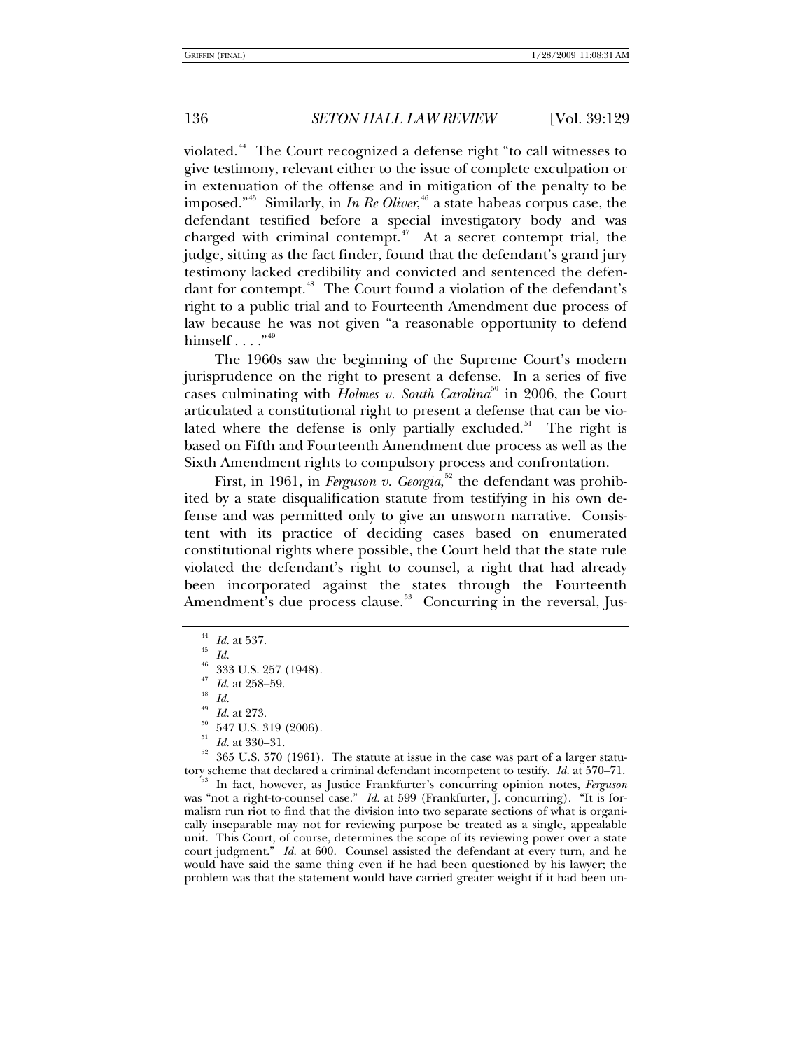violated.[44] The Court recognized a defense right "to call witnesses to give testimony, relevant either to the issue of complete exculpation or in extenuation of the offense and in mitigation of the penalty to be imposed."[45] Similarly, in *In Re Oliver*,[46] a state habeas corpus case, the defendant testified before a special investigatory body and was charged with criminal contempt.[47] At a secret contempt trial, the judge, sitting as the fact finder, found that the defendant's grand jury testimony lacked credibility and convicted and sentenced the defendant for contempt.[48] The Court found a violation of the defendant's right to a public trial and to Fourteenth Amendment due process of law because he was not given "a reasonable opportunity to defend himself . . . ."[49]

The 1960s saw the beginning of the Supreme Court's modern jurisprudence on the right to present a defense. In a series of five cases culminating with *Holmes v. South Carolina*[50] in 2006, the Court articulated a constitutional right to present a defense that can be violated where the defense is only partially excluded.[51] The right is based on Fifth and Fourteenth Amendment due process as well as the Sixth Amendment rights to compulsory process and confrontation.

First, in 1961, in *Ferguson v. Georgia*,[52] the defendant was prohibited by a state disqualification statute from testifying in his own defense and was permitted only to give an unsworn narrative. Consistent with its practice of deciding cases based on enumerated constitutional rights where possible, the Court held that the state rule violated the defendant's right to counsel, a right that had already been incorporated against the states through the Fourteenth Amendment's due process clause.[53] Concurring in the reversal, Jus-

---

[44] *Id.* at 537.

[45] *Id.*

[46] 333 U.S. 257 (1948).

[47] *Id.* at 258–59.

[48] *Id.*

[49] *Id.* at 273.

[50] 547 U.S. 319 (2006).

[51] *Id.* at 330–31.

[52] 365 U.S. 570 (1961). The statute at issue in the case was part of a larger statutory scheme that declared a criminal defendant incompetent to testify. *Id.* at 570–71.

[53] In fact, however, as Justice Frankfurter's concurring opinion notes, *Ferguson* was "not a right-to-counsel case." *Id.* at 599 (Frankfurter, J. concurring). "It is formalism run riot to find that the division into two separate sections of what is organically inseparable may not for reviewing purpose be treated as a single, appealable unit. This Court, of course, determines the scope of its reviewing power over a state court judgment." *Id.* at 600. Counsel assisted the defendant at every turn, and he would have said the same thing even if he had been questioned by his lawyer; the problem was that the statement would have carried greater weight if it had been un-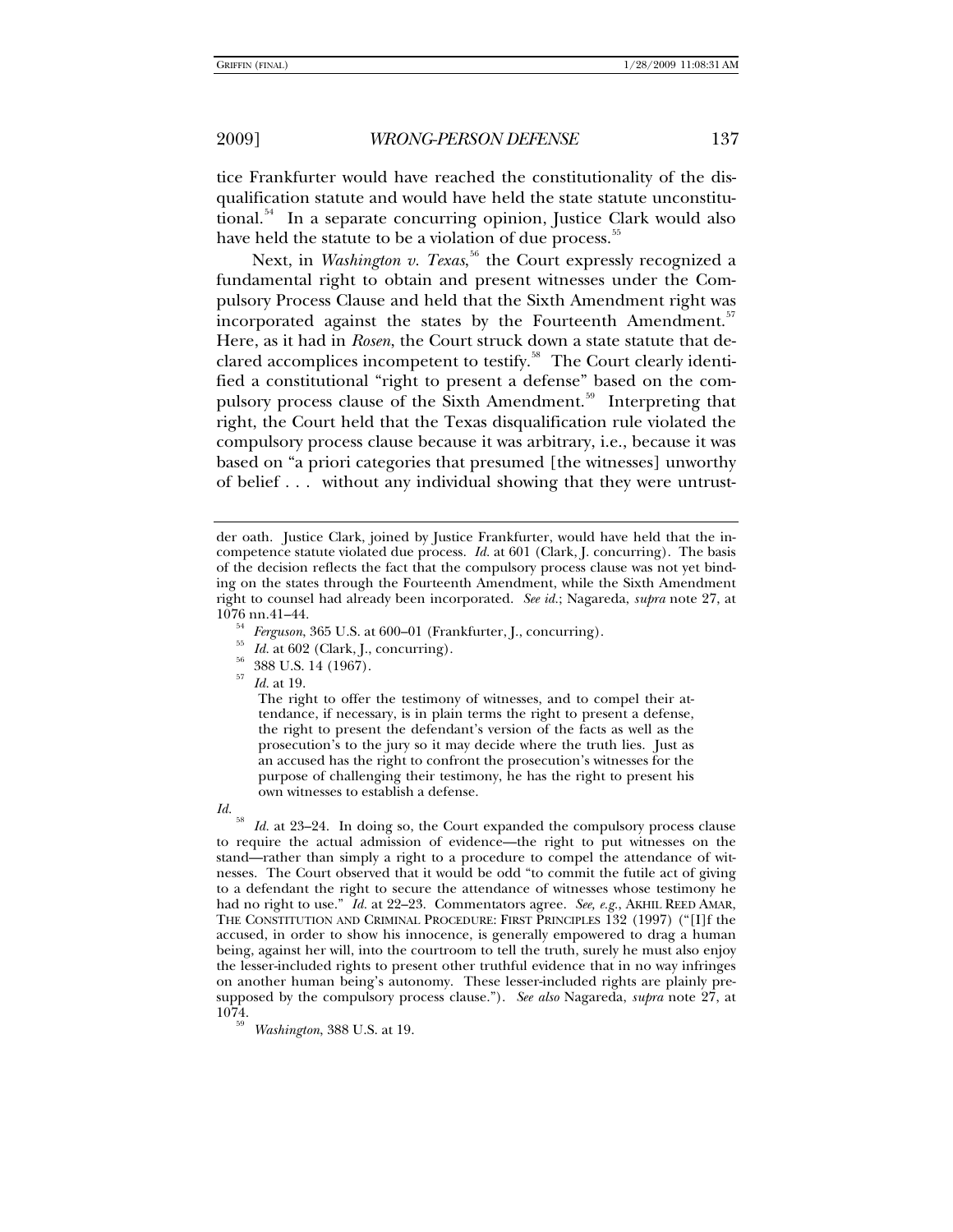tice Frankfurter would have reached the constitutionality of the disqualification statute and would have held the state statute unconstitutional.[54] In a separate concurring opinion, Justice Clark would also have held the statute to be a violation of due process.[55]

Next, in *Washington v. Texas*,[56] the Court expressly recognized a fundamental right to obtain and present witnesses under the Compulsory Process Clause and held that the Sixth Amendment right was incorporated against the states by the Fourteenth Amendment.[57] Here, as it had in *Rosen*, the Court struck down a state statute that declared accomplices incompetent to testify.[58] The Court clearly identified a constitutional "right to present a defense" based on the compulsory process clause of the Sixth Amendment.[59] Interpreting that right, the Court held that the Texas disqualification rule violated the compulsory process clause because it was arbitrary, i.e., because it was based on "a priori categories that presumed [the witnesses] unworthy of belief . . . without any individual showing that they were untrust-

---

der oath. Justice Clark, joined by Justice Frankfurter, would have held that the incompetence statute violated due process. *Id.* at 601 (Clark, J. concurring). The basis of the decision reflects the fact that the compulsory process clause was not yet binding on the states through the Fourteenth Amendment, while the Sixth Amendment right to counsel had already been incorporated. *See id.*; Nagareda, *supra* note 27, at 1076 nn.41–44.

[54] *Ferguson*, 365 U.S. at 600–01 (Frankfurter, J., concurring).

[55] *Id.* at 602 (Clark, J., concurring).

[56] 388 U.S. 14 (1967).

[57] *Id.* at 19.

> The right to offer the testimony of witnesses, and to compel their attendance, if necessary, is in plain terms the right to present a defense, the right to present the defendant's version of the facts as well as the prosecution's to the jury so it may decide where the truth lies. Just as an accused has the right to confront the prosecution's witnesses for the purpose of challenging their testimony, he has the right to present his own witnesses to establish a defense.

*Id.*

[58] *Id.* at 23–24. In doing so, the Court expanded the compulsory process clause to require the actual admission of evidence—the right to put witnesses on the stand—rather than simply a right to a procedure to compel the attendance of witnesses. The Court observed that it would be odd "to commit the futile act of giving to a defendant the right to secure the attendance of witnesses whose testimony he had no right to use." *Id.* at 22–23. Commentators agree. *See, e.g.*, AKHIL REED AMAR, THE CONSTITUTION AND CRIMINAL PROCEDURE: FIRST PRINCIPLES 132 (1997) ("[I]f the accused, in order to show his innocence, is generally empowered to drag a human being, against her will, into the courtroom to tell the truth, surely he must also enjoy the lesser-included rights to present other truthful evidence that in no way infringes on another human being's autonomy. These lesser-included rights are plainly presupposed by the compulsory process clause."). *See also* Nagareda, *supra* note 27, at 1074.

[59] *Washington*, 388 U.S. at 19.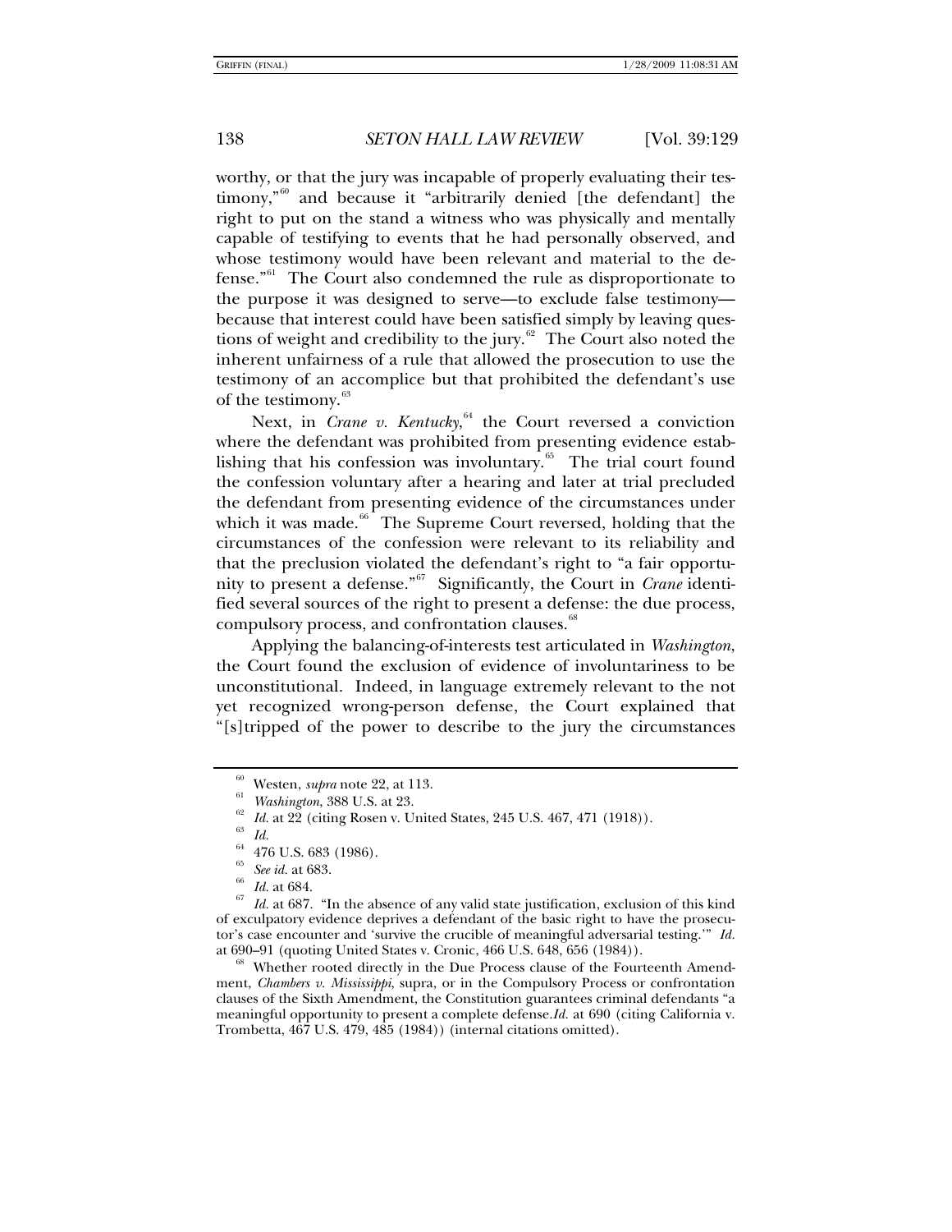worthy, or that the jury was incapable of properly evaluating their testimony,"[60] and because it "arbitrarily denied [the defendant] the right to put on the stand a witness who was physically and mentally capable of testifying to events that he had personally observed, and whose testimony would have been relevant and material to the defense."[61] The Court also condemned the rule as disproportionate to the purpose it was designed to serve—to exclude false testimony—because that interest could have been satisfied simply by leaving questions of weight and credibility to the jury.[62] The Court also noted the inherent unfairness of a rule that allowed the prosecution to use the testimony of an accomplice but that prohibited the defendant's use of the testimony.[63]

Next, in *Crane v. Kentucky*,[64] the Court reversed a conviction where the defendant was prohibited from presenting evidence establishing that his confession was involuntary.[65] The trial court found the confession voluntary after a hearing and later at trial precluded the defendant from presenting evidence of the circumstances under which it was made.[66] The Supreme Court reversed, holding that the circumstances of the confession were relevant to its reliability and that the preclusion violated the defendant's right to "a fair opportunity to present a defense."[67] Significantly, the Court in *Crane* identified several sources of the right to present a defense: the due process, compulsory process, and confrontation clauses.[68]

Applying the balancing-of-interests test articulated in *Washington*, the Court found the exclusion of evidence of involuntariness to be unconstitutional. Indeed, in language extremely relevant to the not yet recognized wrong-person defense, the Court explained that "[s]tripped of the power to describe to the jury the circumstances

---

[60] Westen, *supra* note 22, at 113.

[61] *Washington*, 388 U.S. at 23.

[62] *Id.* at 22 (citing Rosen v. United States, 245 U.S. 467, 471 (1918)).

[63] *Id.*

[64] 476 U.S. 683 (1986).

[65] *See id.* at 683.

[66] *Id.* at 684.

[67] *Id.* at 687. "In the absence of any valid state justification, exclusion of this kind of exculpatory evidence deprives a defendant of the basic right to have the prosecutor's case encounter and 'survive the crucible of meaningful adversarial testing.'" *Id.* at 690–91 (quoting United States v. Cronic, 466 U.S. 648, 656 (1984)).

[68] Whether rooted directly in the Due Process clause of the Fourteenth Amendment, *Chambers v. Mississippi*, supra, or in the Compulsory Process or confrontation clauses of the Sixth Amendment, the Constitution guarantees criminal defendants "a meaningful opportunity to present a complete defense.*Id.* at 690 (citing California v. Trombetta, 467 U.S. 479, 485 (1984)) (internal citations omitted).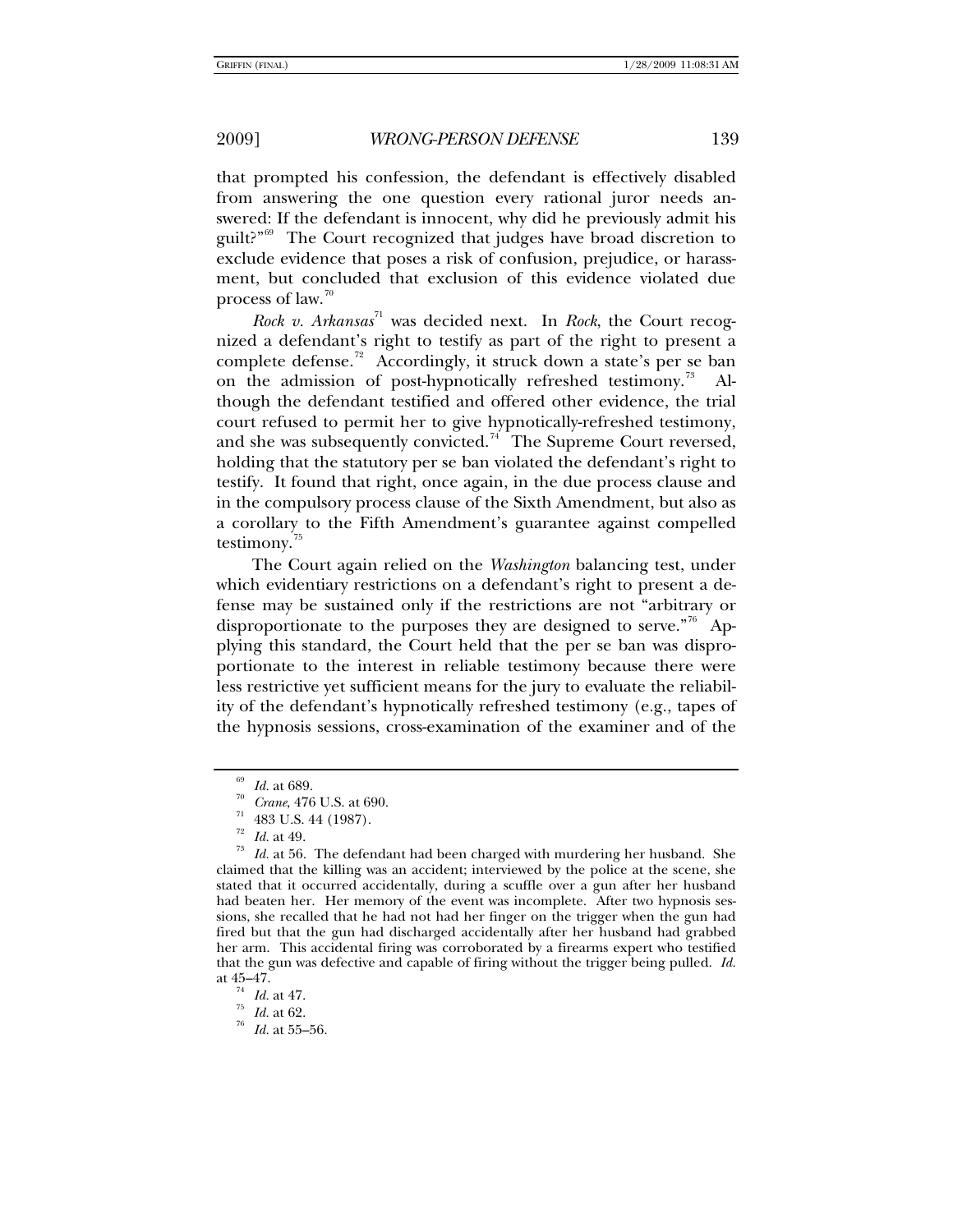that prompted his confession, the defendant is effectively disabled from answering the one question every rational juror needs answered: If the defendant is innocent, why did he previously admit his guilt?"[69] The Court recognized that judges have broad discretion to exclude evidence that poses a risk of confusion, prejudice, or harassment, but concluded that exclusion of this evidence violated due process of law.[70]

*Rock v. Arkansas*[71] was decided next. In *Rock*, the Court recognized a defendant's right to testify as part of the right to present a complete defense.[72] Accordingly, it struck down a state's per se ban on the admission of post-hypnotically refreshed testimony.[73] Although the defendant testified and offered other evidence, the trial court refused to permit her to give hypnotically-refreshed testimony, and she was subsequently convicted.[74] The Supreme Court reversed, holding that the statutory per se ban violated the defendant's right to testify. It found that right, once again, in the due process clause and in the compulsory process clause of the Sixth Amendment, but also as a corollary to the Fifth Amendment's guarantee against compelled testimony.[75]

The Court again relied on the *Washington* balancing test, under which evidentiary restrictions on a defendant's right to present a defense may be sustained only if the restrictions are not "arbitrary or disproportionate to the purposes they are designed to serve."[76] Applying this standard, the Court held that the per se ban was disproportionate to the interest in reliable testimony because there were less restrictive yet sufficient means for the jury to evaluate the reliability of the defendant's hypnotically refreshed testimony (e.g., tapes of the hypnosis sessions, cross-examination of the examiner and of the

---

[69] *Id.* at 689.

[70] *Crane*, 476 U.S. at 690.

[71] 483 U.S. 44 (1987).

[72] *Id.* at 49.

[73] *Id.* at 56. The defendant had been charged with murdering her husband. She claimed that the killing was an accident; interviewed by the police at the scene, she stated that it occurred accidentally, during a scuffle over a gun after her husband had beaten her. Her memory of the event was incomplete. After two hypnosis sessions, she recalled that he had not had her finger on the trigger when the gun had fired but that the gun had discharged accidentally after her husband had grabbed her arm. This accidental firing was corroborated by a firearms expert who testified that the gun was defective and capable of firing without the trigger being pulled. *Id.* at 45–47.

[74] *Id.* at 47.

[75] *Id.* at 62.

[76] *Id.* at 55–56.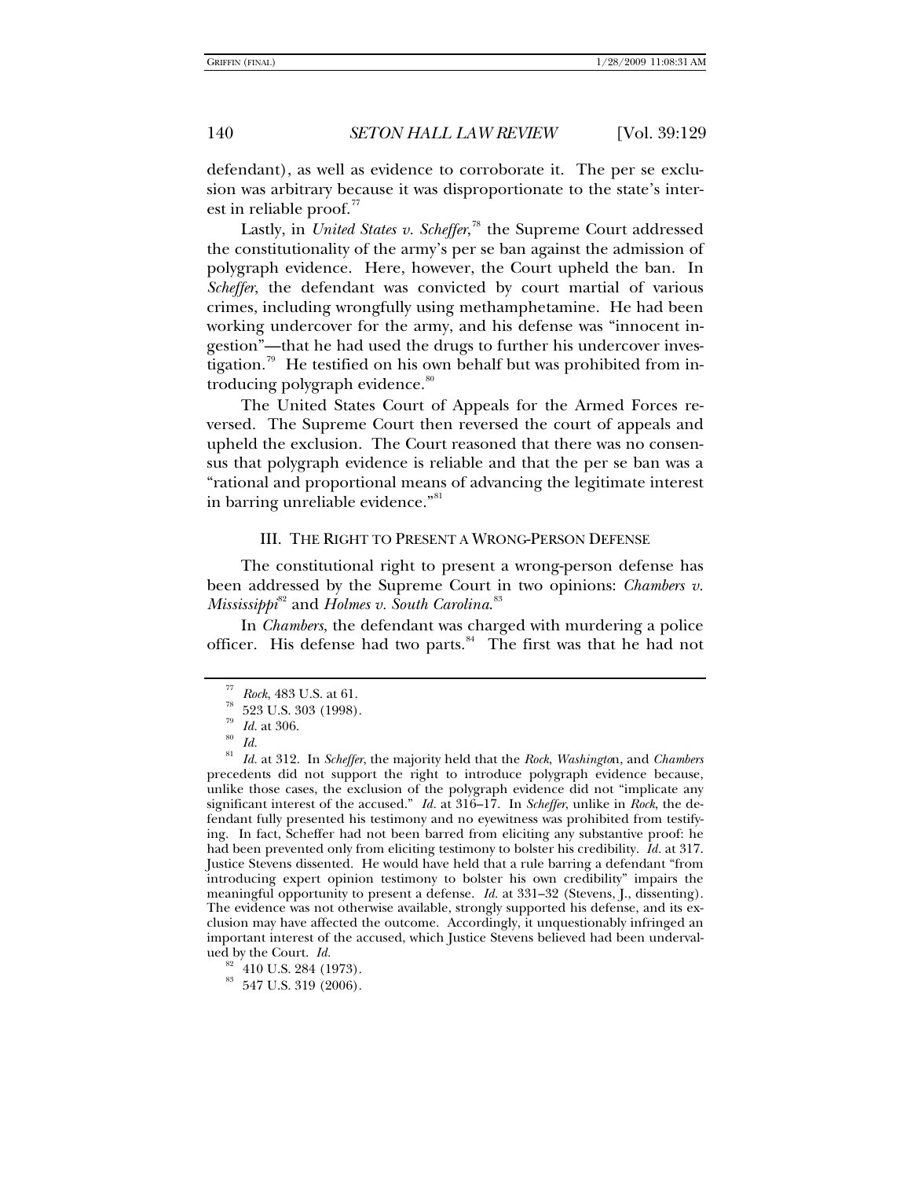defendant), as well as evidence to corroborate it. The per se exclusion was arbitrary because it was disproportionate to the state's interest in reliable proof.[77]

Lastly, in *United States v. Scheffer*,[78] the Supreme Court addressed the constitutionality of the army's per se ban against the admission of polygraph evidence. Here, however, the Court upheld the ban. In *Scheffer*, the defendant was convicted by court martial of various crimes, including wrongfully using methamphetamine. He had been working undercover for the army, and his defense was "innocent ingestion"—that he had used the drugs to further his undercover investigation.[79] He testified on his own behalf but was prohibited from introducing polygraph evidence.[80]

The United States Court of Appeals for the Armed Forces reversed. The Supreme Court then reversed the court of appeals and upheld the exclusion. The Court reasoned that there was no consensus that polygraph evidence is reliable and that the per se ban was a "rational and proportional means of advancing the legitimate interest in barring unreliable evidence."[81]

## III. THE RIGHT TO PRESENT A WRONG-PERSON DEFENSE

The constitutional right to present a wrong-person defense has been addressed by the Supreme Court in two opinions: *Chambers v. Mississippi*[82] and *Holmes v. South Carolina*.[83]

In *Chambers*, the defendant was charged with murdering a police officer. His defense had two parts.[84] The first was that he had not

---

[77] *Rock*, 483 U.S. at 61.

[78] 523 U.S. 303 (1998).

[79] *Id.* at 306.

[80] *Id.*

[81] *Id.* at 312. In *Scheffer*, the majority held that the *Rock*, *Washington*, and *Chambers* precedents did not support the right to introduce polygraph evidence because, unlike those cases, the exclusion of the polygraph evidence did not "implicate any significant interest of the accused." *Id.* at 316–17. In *Scheffer*, unlike in *Rock*, the defendant fully presented his testimony and no eyewitness was prohibited from testifying. In fact, Scheffer had not been barred from eliciting any substantive proof: he had been prevented only from eliciting testimony to bolster his credibility. *Id.* at 317. Justice Stevens dissented. He would have held that a rule barring a defendant "from introducing expert opinion testimony to bolster his own credibility" impairs the meaningful opportunity to present a defense. *Id.* at 331–32 (Stevens, J., dissenting). The evidence was not otherwise available, strongly supported his defense, and its exclusion may have affected the outcome. Accordingly, it unquestionably infringed an important interest of the accused, which Justice Stevens believed had been undervalued by the Court. *Id.*

[82] 410 U.S. 284 (1973).

[83] 547 U.S. 319 (2006).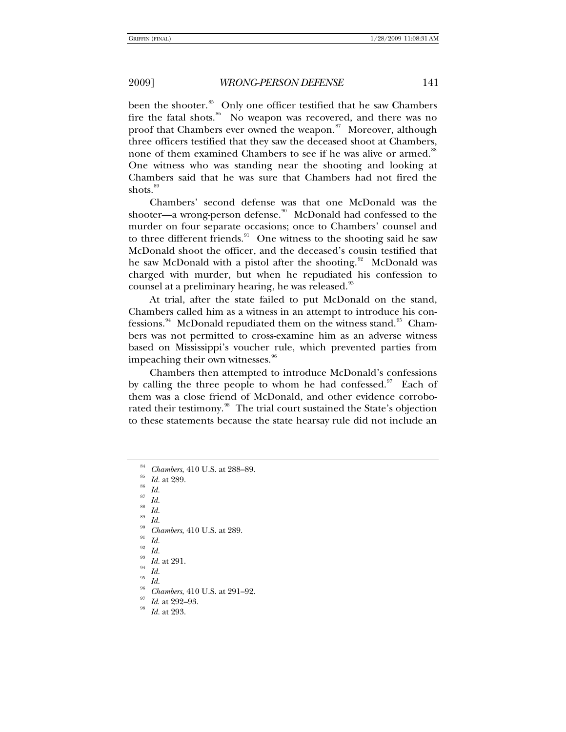been the shooter.[85] Only one officer testified that he saw Chambers fire the fatal shots.[86] No weapon was recovered, and there was no proof that Chambers ever owned the weapon.[87] Moreover, although three officers testified that they saw the deceased shoot at Chambers, none of them examined Chambers to see if he was alive or armed.[88] One witness who was standing near the shooting and looking at Chambers said that he was sure that Chambers had not fired the shots.[89]

Chambers' second defense was that one McDonald was the shooter—a wrong-person defense.[90] McDonald had confessed to the murder on four separate occasions; once to Chambers' counsel and to three different friends.[91] One witness to the shooting said he saw McDonald shoot the officer, and the deceased's cousin testified that he saw McDonald with a pistol after the shooting.[92] McDonald was charged with murder, but when he repudiated his confession to counsel at a preliminary hearing, he was released.[93]

At trial, after the state failed to put McDonald on the stand, Chambers called him as a witness in an attempt to introduce his confessions.[94] McDonald repudiated them on the witness stand.[95] Chambers was not permitted to cross-examine him as an adverse witness based on Mississippi's voucher rule, which prevented parties from impeaching their own witnesses.[96]

Chambers then attempted to introduce McDonald's confessions by calling the three people to whom he had confessed.[97] Each of them was a close friend of McDonald, and other evidence corroborated their testimony.[98] The trial court sustained the State's objection to these statements because the state hearsay rule did not include an

---

[84] *Chambers*, 410 U.S. at 288–89.

[85] *Id.* at 289.

[86] *Id.*

[87] *Id.*

[88] *Id.*

[89] *Id.*

[90] *Chambers*, 410 U.S. at 289.

[91] *Id.*

[92] *Id.*

[93] *Id.* at 291.

[94] *Id.*

[95] *Id.*

[96] *Chambers*, 410 U.S. at 291–92.

[97] *Id.* at 292–93.

[98] *Id.* at 293.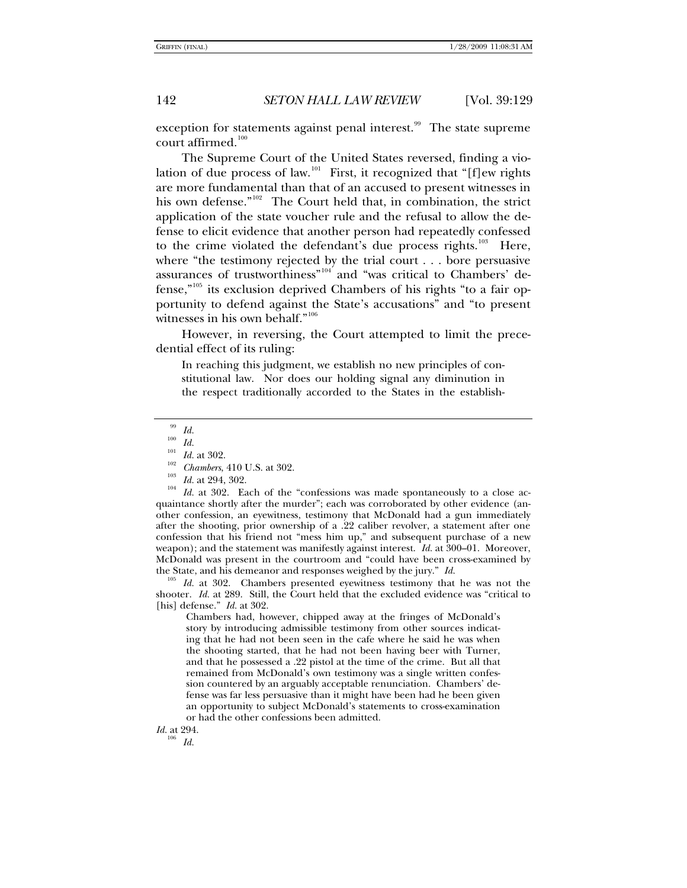exception for statements against penal interest.[99] The state supreme court affirmed.[100]

The Supreme Court of the United States reversed, finding a violation of due process of law.[101] First, it recognized that "[f]ew rights are more fundamental than that of an accused to present witnesses in his own defense."[102] The Court held that, in combination, the strict application of the state voucher rule and the refusal to allow the defense to elicit evidence that another person had repeatedly confessed to the crime violated the defendant's due process rights.[103] Here, where "the testimony rejected by the trial court . . . bore persuasive assurances of trustworthiness"[104] and "was critical to Chambers' defense,"[105] its exclusion deprived Chambers of his rights "to a fair opportunity to defend against the State's accusations" and "to present witnesses in his own behalf."[106]

However, in reversing, the Court attempted to limit the precedential effect of its ruling:

> In reaching this judgment, we establish no new principles of constitutional law. Nor does our holding signal any diminution in the respect traditionally accorded to the States in the establish-

---

[99] *Id.*

[100] *Id.*

[101] *Id.* at 302.

[102] *Chambers*, 410 U.S. at 302.

[103] *Id.* at 294, 302.

[104] *Id.* at 302. Each of the "confessions was made spontaneously to a close acquaintance shortly after the murder"; each was corroborated by other evidence (another confession, an eyewitness, testimony that McDonald had a gun immediately after the shooting, prior ownership of a .22 caliber revolver, a statement after one confession that his friend not "mess him up," and subsequent purchase of a new weapon); and the statement was manifestly against interest. *Id.* at 300–01. Moreover, McDonald was present in the courtroom and "could have been cross-examined by the State, and his demeanor and responses weighed by the jury." *Id.*

[105] *Id.* at 302. Chambers presented eyewitness testimony that he was not the shooter. *Id.* at 289. Still, the Court held that the excluded evidence was "critical to [his] defense." *Id.* at 302.

> Chambers had, however, chipped away at the fringes of McDonald's story by introducing admissible testimony from other sources indicating that he had not been seen in the cafe where he said he was when the shooting started, that he had not been having beer with Turner, and that he possessed a .22 pistol at the time of the crime. But all that remained from McDonald's own testimony was a single written confession countered by an arguably acceptable renunciation. Chambers' defense was far less persuasive than it might have been had he been given an opportunity to subject McDonald's statements to cross-examination or had the other confessions been admitted.

*Id.* at 294.

[106] *Id.*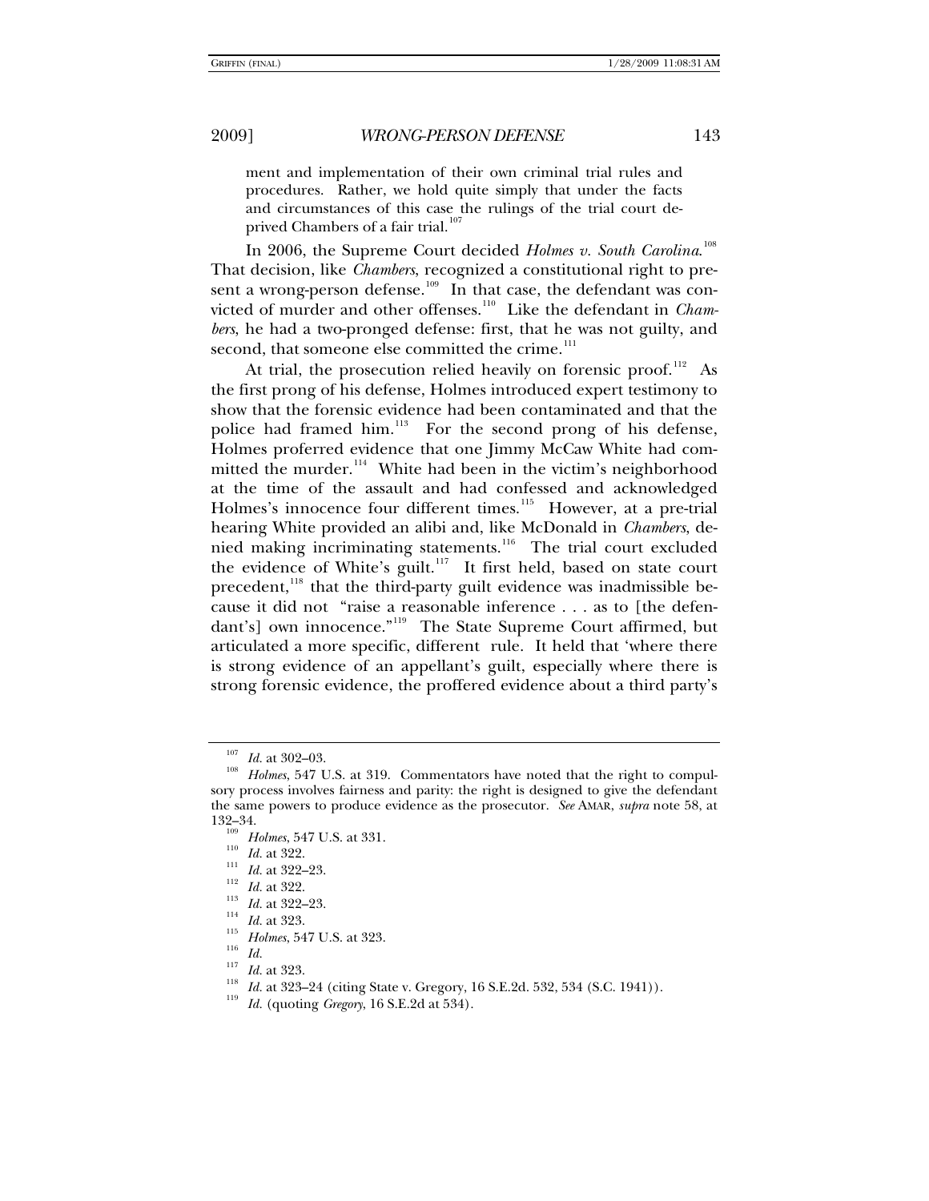ment and implementation of their own criminal trial rules and procedures. Rather, we hold quite simply that under the facts and circumstances of this case the rulings of the trial court deprived Chambers of a fair trial.[107]

In 2006, the Supreme Court decided *Holmes v. South Carolina*.[108] That decision, like *Chambers*, recognized a constitutional right to present a wrong-person defense.[109] In that case, the defendant was convicted of murder and other offenses.[110] Like the defendant in *Chambers*, he had a two-pronged defense: first, that he was not guilty, and second, that someone else committed the crime.[111]

At trial, the prosecution relied heavily on forensic proof.[112] As the first prong of his defense, Holmes introduced expert testimony to show that the forensic evidence had been contaminated and that the police had framed him.[113] For the second prong of his defense, Holmes proferred evidence that one Jimmy McCaw White had committed the murder.[114] White had been in the victim's neighborhood at the time of the assault and had confessed and acknowledged Holmes's innocence four different times.[115] However, at a pre-trial hearing White provided an alibi and, like McDonald in *Chambers*, denied making incriminating statements.[116] The trial court excluded the evidence of White's guilt.[117] It first held, based on state court precedent,[118] that the third-party guilt evidence was inadmissible because it did not "raise a reasonable inference . . . as to [the defendant's] own innocence."[119] The State Supreme Court affirmed, but articulated a more specific, different rule. It held that 'where there is strong evidence of an appellant's guilt, especially where there is strong forensic evidence, the proffered evidence about a third party's

---

[107] *Id.* at 302–03.

[108] *Holmes*, 547 U.S. at 319. Commentators have noted that the right to compulsory process involves fairness and parity: the right is designed to give the defendant the same powers to produce evidence as the prosecutor. *See* AMAR, *supra* note 58, at 132–34.

[109] *Holmes*, 547 U.S. at 331.

[110] *Id.* at 322.

[111] *Id.* at 322–23.

[112] *Id.* at 322.

[113] *Id.* at 322–23.

[114] *Id.* at 323.

[115] *Holmes*, 547 U.S. at 323.

[116] *Id.*

[117] *Id.* at 323.

[118] *Id.* at 323–24 (citing State v. Gregory, 16 S.E.2d. 532, 534 (S.C. 1941)).

[119] *Id.* (quoting *Gregory*, 16 S.E.2d at 534).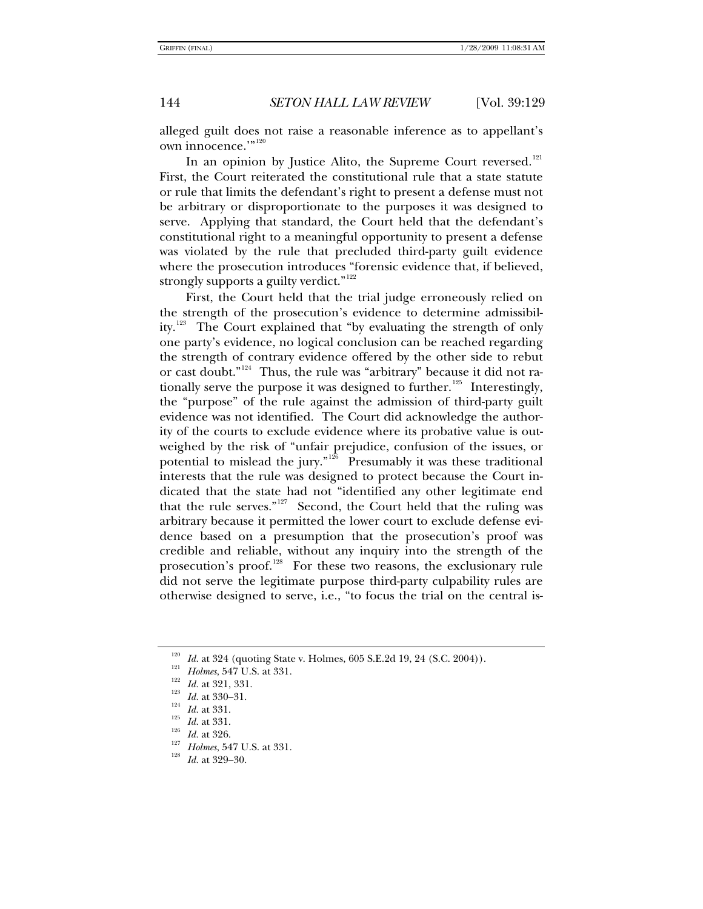alleged guilt does not raise a reasonable inference as to appellant's own innocence.'"[120]

In an opinion by Justice Alito, the Supreme Court reversed.[121] First, the Court reiterated the constitutional rule that a state statute or rule that limits the defendant's right to present a defense must not be arbitrary or disproportionate to the purposes it was designed to serve. Applying that standard, the Court held that the defendant's constitutional right to a meaningful opportunity to present a defense was violated by the rule that precluded third-party guilt evidence where the prosecution introduces "forensic evidence that, if believed, strongly supports a guilty verdict."[122]

First, the Court held that the trial judge erroneously relied on the strength of the prosecution's evidence to determine admissibility.[123] The Court explained that "by evaluating the strength of only one party's evidence, no logical conclusion can be reached regarding the strength of contrary evidence offered by the other side to rebut or cast doubt."[124] Thus, the rule was "arbitrary" because it did not rationally serve the purpose it was designed to further.[125] Interestingly, the "purpose" of the rule against the admission of third-party guilt evidence was not identified. The Court did acknowledge the authority of the courts to exclude evidence where its probative value is outweighed by the risk of "unfair prejudice, confusion of the issues, or potential to mislead the jury."[126] Presumably it was these traditional interests that the rule was designed to protect because the Court indicated that the state had not "identified any other legitimate end that the rule serves."[127] Second, the Court held that the ruling was arbitrary because it permitted the lower court to exclude defense evidence based on a presumption that the prosecution's proof was credible and reliable, without any inquiry into the strength of the prosecution's proof.[128] For these two reasons, the exclusionary rule did not serve the legitimate purpose third-party culpability rules are otherwise designed to serve, i.e., "to focus the trial on the central is-

---

[120] *Id.* at 324 (quoting State v. Holmes, 605 S.E.2d 19, 24 (S.C. 2004)).

[121] *Holmes*, 547 U.S. at 331.

[122] *Id.* at 321, 331.

[123] *Id.* at 330–31.

[124] *Id.* at 331.

[125] *Id.* at 331.

[126] *Id.* at 326.

[127] *Holmes*, 547 U.S. at 331.

[128] *Id.* at 329–30.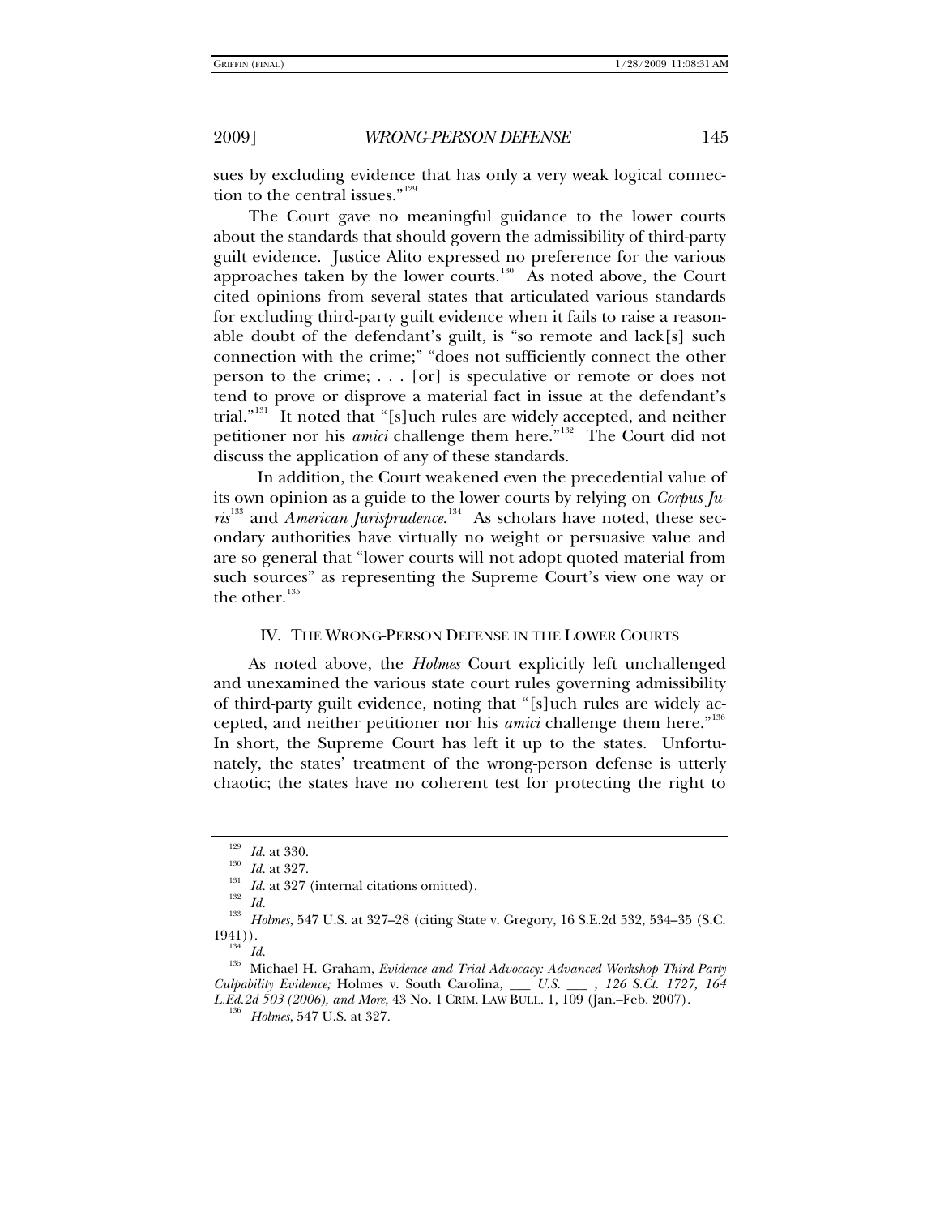sues by excluding evidence that has only a very weak logical connection to the central issues."[129]

The Court gave no meaningful guidance to the lower courts about the standards that should govern the admissibility of third-party guilt evidence. Justice Alito expressed no preference for the various approaches taken by the lower courts.[130] As noted above, the Court cited opinions from several states that articulated various standards for excluding third-party guilt evidence when it fails to raise a reasonable doubt of the defendant's guilt, is "so remote and lack[s] such connection with the crime;" "does not sufficiently connect the other person to the crime; . . . [or] is speculative or remote or does not tend to prove or disprove a material fact in issue at the defendant's trial."[131] It noted that "[s]uch rules are widely accepted, and neither petitioner nor his *amici* challenge them here."[132] The Court did not discuss the application of any of these standards.

In addition, the Court weakened even the precedential value of its own opinion as a guide to the lower courts by relying on *Corpus Juris*[133] and *American Jurisprudence*.[134] As scholars have noted, these secondary authorities have virtually no weight or persuasive value and are so general that "lower courts will not adopt quoted material from such sources" as representing the Supreme Court's view one way or the other.[135]

## IV. THE WRONG-PERSON DEFENSE IN THE LOWER COURTS

As noted above, the *Holmes* Court explicitly left unchallenged and unexamined the various state court rules governing admissibility of third-party guilt evidence, noting that "[s]uch rules are widely accepted, and neither petitioner nor his *amici* challenge them here."[136] In short, the Supreme Court has left it up to the states. Unfortunately, the states' treatment of the wrong-person defense is utterly chaotic; the states have no coherent test for protecting the right to

---

[129] *Id.* at 330.

[130] *Id.* at 327.

[131] *Id.* at 327 (internal citations omitted).

[132] *Id.*

[133] *Holmes*, 547 U.S. at 327–28 (citing State v. Gregory, 16 S.E.2d 532, 534–35 (S.C. 1941)).

[134] *Id.*

[135] Michael H. Graham, *Evidence and Trial Advocacy: Advanced Workshop Third Party Culpability Evidence;* Holmes v. South Carolina, *\_\_\_ U.S. \_\_\_ , 126 S.Ct. 1727, 164 L.Ed.2d 503 (2006), and More*, 43 No. 1 CRIM. LAW BULL. 1, 109 (Jan.–Feb. 2007).

[136] *Holmes*, 547 U.S. at 327.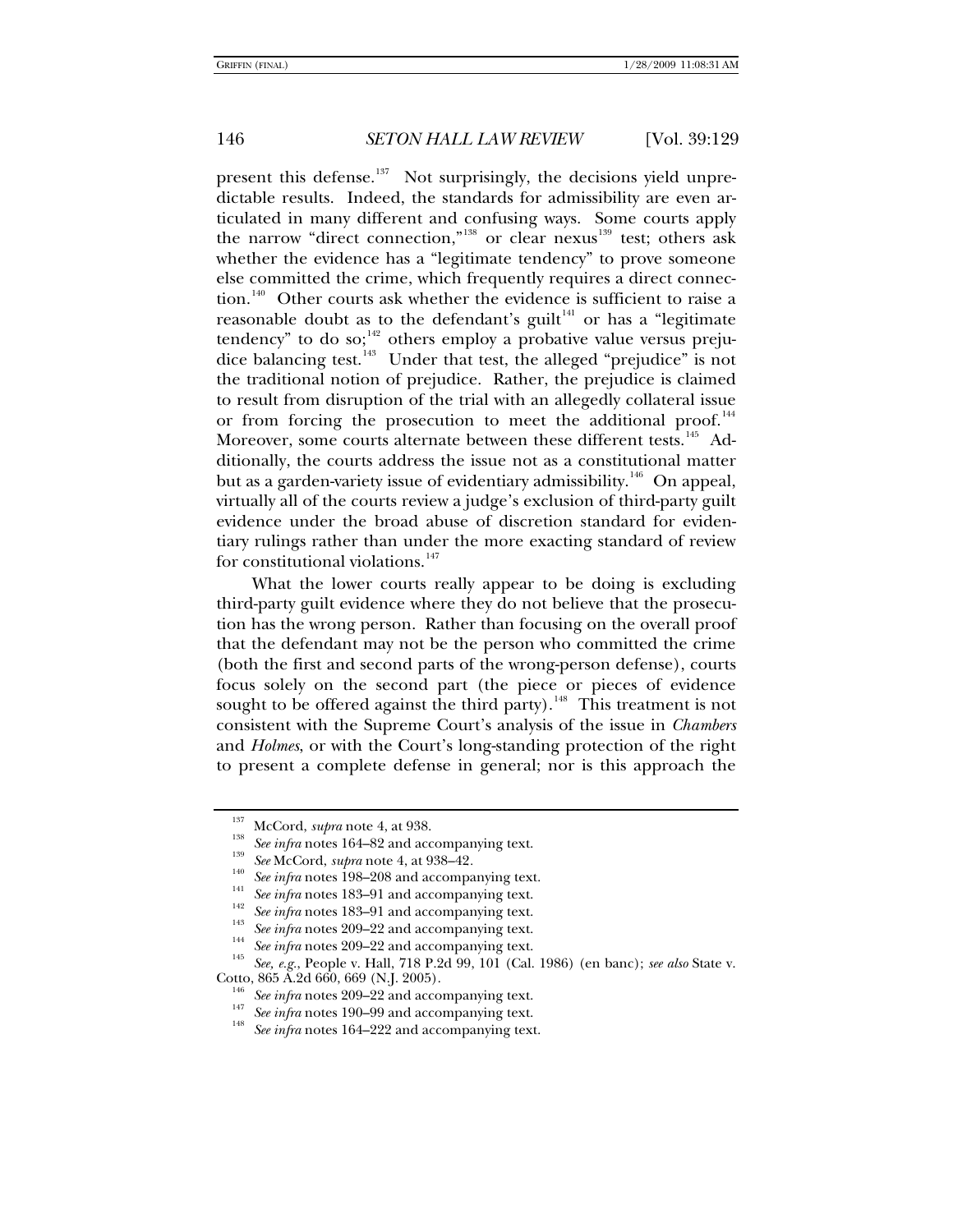present this defense.[137] Not surprisingly, the decisions yield unpredictable results. Indeed, the standards for admissibility are even articulated in many different and confusing ways. Some courts apply the narrow "direct connection,"[138] or clear nexus[139] test; others ask whether the evidence has a "legitimate tendency" to prove someone else committed the crime, which frequently requires a direct connection.[140] Other courts ask whether the evidence is sufficient to raise a reasonable doubt as to the defendant's guilt[141] or has a "legitimate tendency" to do so;[142] others employ a probative value versus prejudice balancing test.[143] Under that test, the alleged "prejudice" is not the traditional notion of prejudice. Rather, the prejudice is claimed to result from disruption of the trial with an allegedly collateral issue or from forcing the prosecution to meet the additional proof.[144] Moreover, some courts alternate between these different tests.[145] Additionally, the courts address the issue not as a constitutional matter but as a garden-variety issue of evidentiary admissibility.[146] On appeal, virtually all of the courts review a judge's exclusion of third-party guilt evidence under the broad abuse of discretion standard for evidentiary rulings rather than under the more exacting standard of review for constitutional violations.[147]

What the lower courts really appear to be doing is excluding third-party guilt evidence where they do not believe that the prosecution has the wrong person. Rather than focusing on the overall proof that the defendant may not be the person who committed the crime (both the first and second parts of the wrong-person defense), courts focus solely on the second part (the piece or pieces of evidence sought to be offered against the third party).[148] This treatment is not consistent with the Supreme Court's analysis of the issue in *Chambers* and *Holmes*, or with the Court's long-standing protection of the right to present a complete defense in general; nor is this approach the

---

[137] McCord, *supra* note 4, at 938.

[138] *See infra* notes 164–82 and accompanying text.

[139] *See* McCord, *supra* note 4, at 938–42.

[140] *See infra* notes 198–208 and accompanying text.

[141] *See infra* notes 183–91 and accompanying text.

[142] *See infra* notes 183–91 and accompanying text.

[143] *See infra* notes 209–22 and accompanying text.

[144] *See infra* notes 209–22 and accompanying text.

[145] *See, e.g.*, People v. Hall, 718 P.2d 99, 101 (Cal. 1986) (en banc); *see also* State v. Cotto, 865 A.2d 660, 669 (N.J. 2005).

[146] *See infra* notes 209–22 and accompanying text.

[147] *See infra* notes 190–99 and accompanying text.

[148] *See infra* notes 164–222 and accompanying text.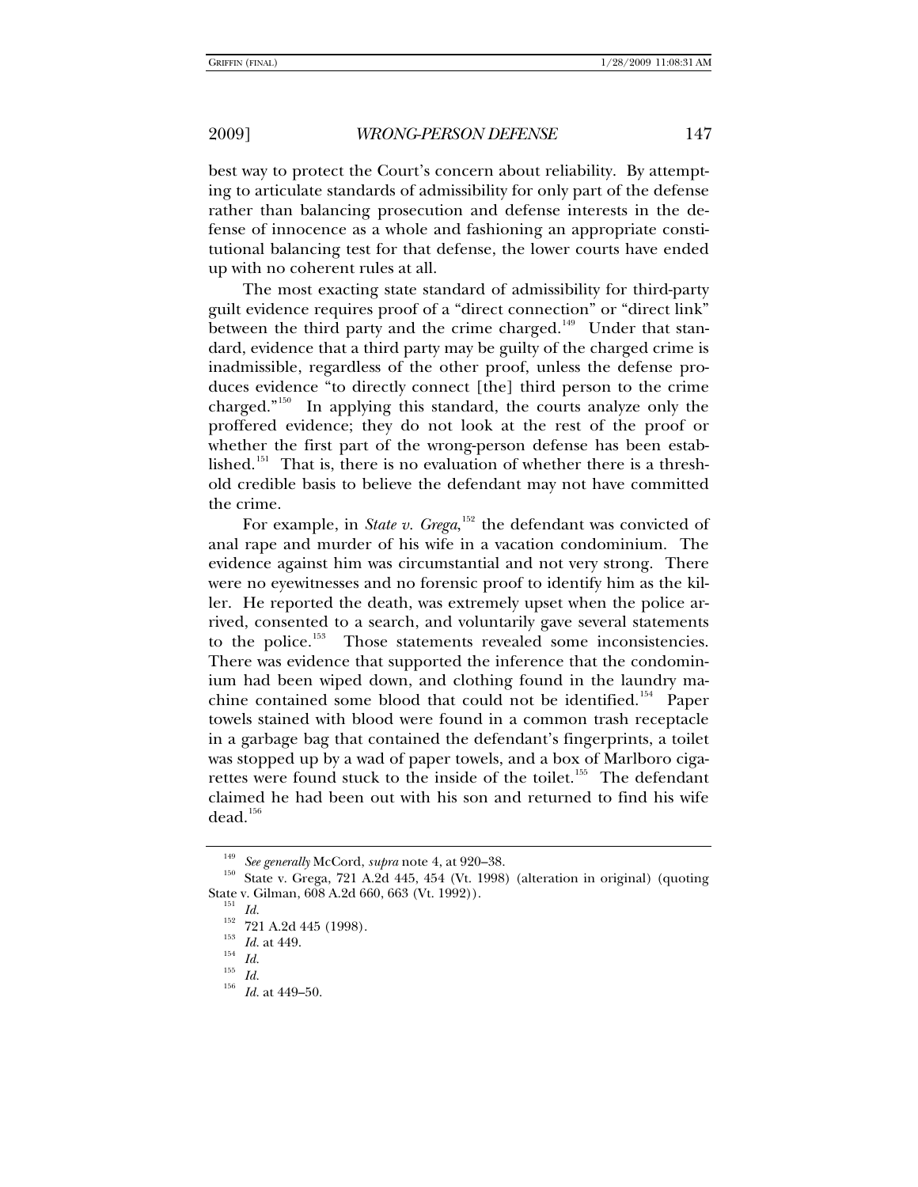best way to protect the Court's concern about reliability. By attempting to articulate standards of admissibility for only part of the defense rather than balancing prosecution and defense interests in the defense of innocence as a whole and fashioning an appropriate constitutional balancing test for that defense, the lower courts have ended up with no coherent rules at all.

The most exacting state standard of admissibility for third-party guilt evidence requires proof of a "direct connection" or "direct link" between the third party and the crime charged.[149] Under that standard, evidence that a third party may be guilty of the charged crime is inadmissible, regardless of the other proof, unless the defense produces evidence "to directly connect [the] third person to the crime charged."[150] In applying this standard, the courts analyze only the proffered evidence; they do not look at the rest of the proof or whether the first part of the wrong-person defense has been established.[151] That is, there is no evaluation of whether there is a threshold credible basis to believe the defendant may not have committed the crime.

For example, in *State v. Grega*,[152] the defendant was convicted of anal rape and murder of his wife in a vacation condominium. The evidence against him was circumstantial and not very strong. There were no eyewitnesses and no forensic proof to identify him as the killer. He reported the death, was extremely upset when the police arrived, consented to a search, and voluntarily gave several statements to the police.[153] Those statements revealed some inconsistencies. There was evidence that supported the inference that the condominium had been wiped down, and clothing found in the laundry machine contained some blood that could not be identified.[154] Paper towels stained with blood were found in a common trash receptacle in a garbage bag that contained the defendant's fingerprints, a toilet was stopped up by a wad of paper towels, and a box of Marlboro cigarettes were found stuck to the inside of the toilet.[155] The defendant claimed he had been out with his son and returned to find his wife dead.[156]

---

[149] *See generally* McCord, *supra* note 4, at 920–38.

[150] State v. Grega, 721 A.2d 445, 454 (Vt. 1998) (alteration in original) (quoting State v. Gilman, 608 A.2d 660, 663 (Vt. 1992)).

[151] *Id.*

[152] 721 A.2d 445 (1998).

[153] *Id.* at 449.

[154] *Id.*

[155] *Id.*

[156] *Id.* at 449–50.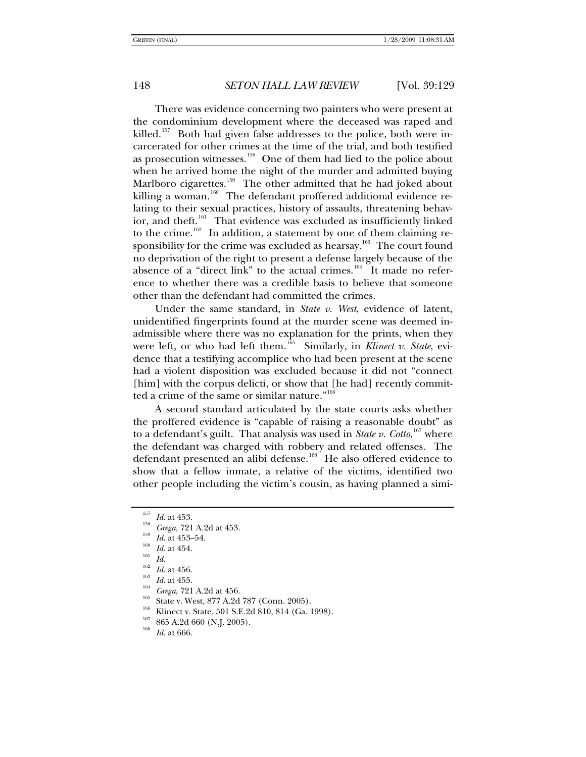There was evidence concerning two painters who were present at the condominium development where the deceased was raped and killed.[157] Both had given false addresses to the police, both were incarcerated for other crimes at the time of the trial, and both testified as prosecution witnesses.[158] One of them had lied to the police about when he arrived home the night of the murder and admitted buying Marlboro cigarettes.[159] The other admitted that he had joked about killing a woman.[160] The defendant proffered additional evidence relating to their sexual practices, history of assaults, threatening behavior, and theft.[161] That evidence was excluded as insufficiently linked to the crime.[162] In addition, a statement by one of them claiming responsibility for the crime was excluded as hearsay.[163] The court found no deprivation of the right to present a defense largely because of the absence of a "direct link" to the actual crimes.[164] It made no reference to whether there was a credible basis to believe that someone other than the defendant had committed the crimes.

Under the same standard, in *State v. West*, evidence of latent, unidentified fingerprints found at the murder scene was deemed inadmissible where there was no explanation for the prints, when they were left, or who had left them.[165] Similarly, in *Klinect v. State*, evidence that a testifying accomplice who had been present at the scene had a violent disposition was excluded because it did not "connect [him] with the corpus delicti, or show that [he had] recently committed a crime of the same or similar nature."[166]

A second standard articulated by the state courts asks whether the proffered evidence is "capable of raising a reasonable doubt" as to a defendant's guilt. That analysis was used in *State v. Cotto*,[167] where the defendant was charged with robbery and related offenses. The defendant presented an alibi defense.[168] He also offered evidence to show that a fellow inmate, a relative of the victims, identified two other people including the victim's cousin, as having planned a simi-

---

[157] *Id.* at 453.

[158] *Grega*, 721 A.2d at 453.

[159] *Id.* at 453–54.

[160] *Id.* at 454.

[161] *Id.*

[162] *Id.* at 456.

[163] *Id.* at 455.

[164] *Grega*, 721 A.2d at 456.

[165] State v. West, 877 A.2d 787 (Conn. 2005).

[166] Klinect v. State, 501 S.E.2d 810, 814 (Ga. 1998).

[167] 865 A.2d 660 (N.J. 2005).

[168] *Id.* at 666.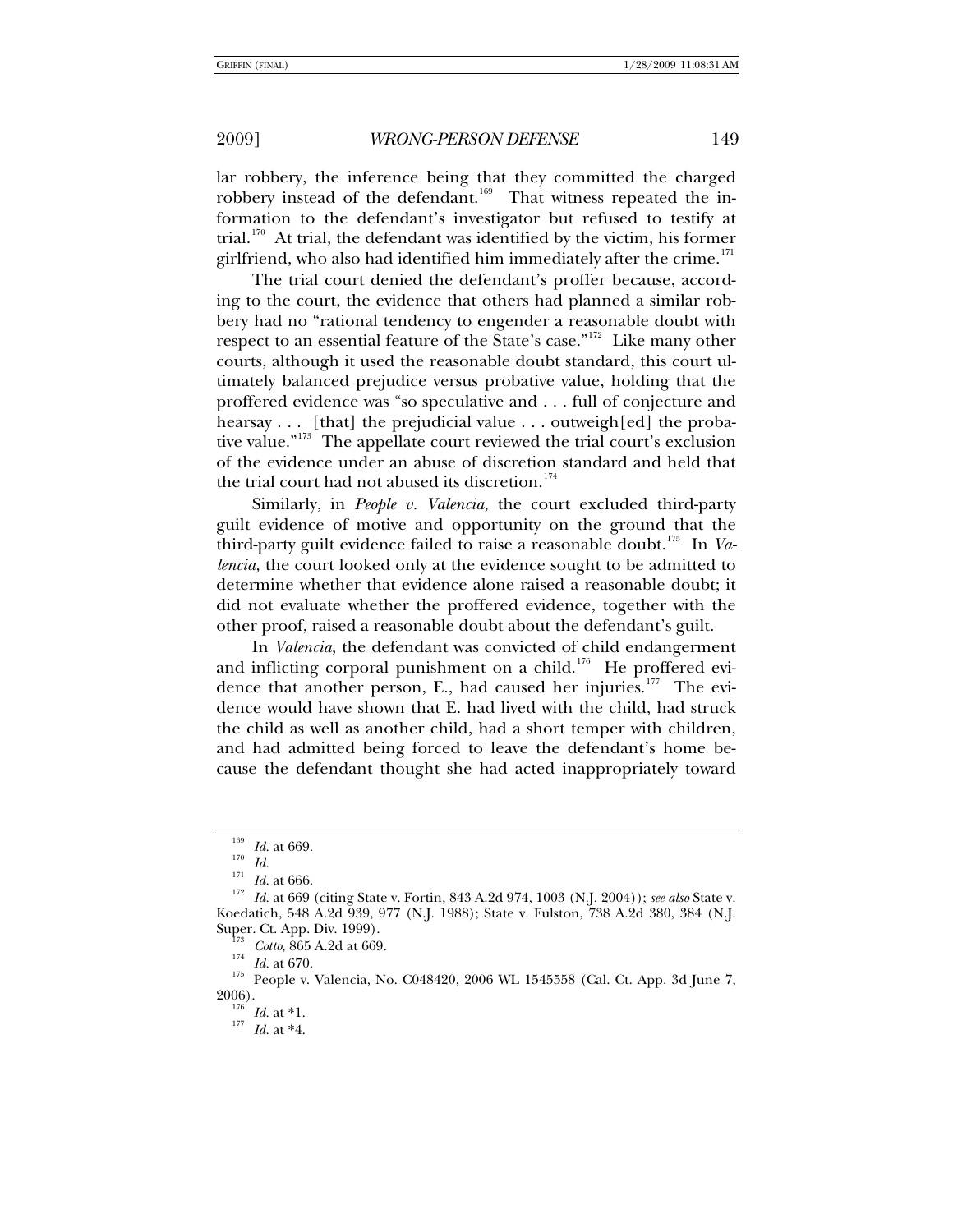lar robbery, the inference being that they committed the charged robbery instead of the defendant.[169] That witness repeated the information to the defendant's investigator but refused to testify at trial.[170] At trial, the defendant was identified by the victim, his former girlfriend, who also had identified him immediately after the crime.[171]

The trial court denied the defendant's proffer because, according to the court, the evidence that others had planned a similar robbery had no "rational tendency to engender a reasonable doubt with respect to an essential feature of the State's case."[172] Like many other courts, although it used the reasonable doubt standard, this court ultimately balanced prejudice versus probative value, holding that the proffered evidence was "so speculative and . . . full of conjecture and hearsay . . . [that] the prejudicial value . . . outweigh[ed] the probative value."[173] The appellate court reviewed the trial court's exclusion of the evidence under an abuse of discretion standard and held that the trial court had not abused its discretion.[174]

Similarly, in *People v. Valencia*, the court excluded third-party guilt evidence of motive and opportunity on the ground that the third-party guilt evidence failed to raise a reasonable doubt.[175] In *Valencia,* the court looked only at the evidence sought to be admitted to determine whether that evidence alone raised a reasonable doubt; it did not evaluate whether the proffered evidence, together with the other proof, raised a reasonable doubt about the defendant's guilt.

In *Valencia*, the defendant was convicted of child endangerment and inflicting corporal punishment on a child.[176] He proffered evidence that another person, E., had caused her injuries.[177] The evidence would have shown that E. had lived with the child, had struck the child as well as another child, had a short temper with children, and had admitted being forced to leave the defendant's home because the defendant thought she had acted inappropriately toward

---

[169] *Id.* at 669.

[170] *Id.*

[171] *Id.* at 666.

[172] *Id.* at 669 (citing State v. Fortin, 843 A.2d 974, 1003 (N.J. 2004)); *see also* State v. Koedatich, 548 A.2d 939, 977 (N.J. 1988); State v. Fulston, 738 A.2d 380, 384 (N.J. Super. Ct. App. Div. 1999).

[173] *Cotto*, 865 A.2d at 669.

[174] *Id.* at 670.

[175] People v. Valencia, No. C048420, 2006 WL 1545558 (Cal. Ct. App. 3d June 7, 2006).

[176] *Id.* at *1.

[177] *Id.* at *4.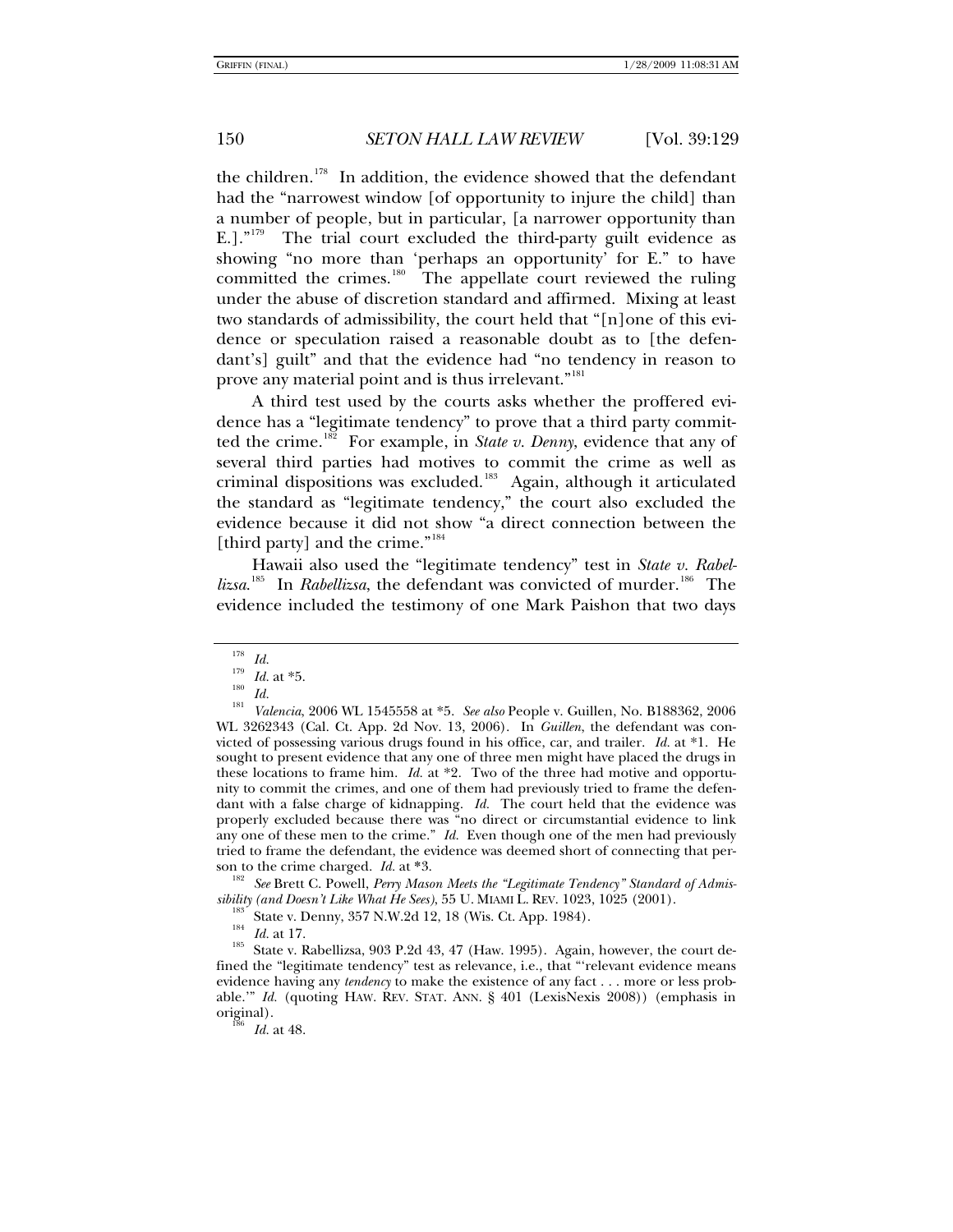the children.[178] In addition, the evidence showed that the defendant had the "narrowest window [of opportunity to injure the child] than a number of people, but in particular, [a narrower opportunity than E.]."[179] The trial court excluded the third-party guilt evidence as showing "no more than 'perhaps an opportunity' for E." to have committed the crimes.[180] The appellate court reviewed the ruling under the abuse of discretion standard and affirmed. Mixing at least two standards of admissibility, the court held that "[n]one of this evidence or speculation raised a reasonable doubt as to [the defendant's] guilt" and that the evidence had "no tendency in reason to prove any material point and is thus irrelevant."[181]

A third test used by the courts asks whether the proffered evidence has a "legitimate tendency" to prove that a third party committed the crime.[182] For example, in *State v. Denny*, evidence that any of several third parties had motives to commit the crime as well as criminal dispositions was excluded.[183] Again, although it articulated the standard as "legitimate tendency," the court also excluded the evidence because it did not show "a direct connection between the [third party] and the crime."[184]

Hawaii also used the "legitimate tendency" test in *State v. Rabellizsa*.[185] In *Rabellizsa*, the defendant was convicted of murder.[186] The evidence included the testimony of one Mark Paishon that two days

---

[178] *Id.*

[179] *Id.* at *5.

[180] *Id.*

[181] *Valencia*, 2006 WL 1545558 at *5. *See also* People v. Guillen, No. B188362, 2006 WL 3262343 (Cal. Ct. App. 2d Nov. 13, 2006). In *Guillen*, the defendant was convicted of possessing various drugs found in his office, car, and trailer. *Id.* at *1. He sought to present evidence that any one of three men might have placed the drugs in these locations to frame him. *Id.* at *2. Two of the three had motive and opportunity to commit the crimes, and one of them had previously tried to frame the defendant with a false charge of kidnapping. *Id.* The court held that the evidence was properly excluded because there was "no direct or circumstantial evidence to link any one of these men to the crime." *Id.* Even though one of the men had previously tried to frame the defendant, the evidence was deemed short of connecting that person to the crime charged. *Id.* at *3.

[182] *See* Brett C. Powell, *Perry Mason Meets the "Legitimate Tendency" Standard of Admissibility (and Doesn't Like What He Sees)*, 55 U. MIAMI L. REV. 1023, 1025 (2001).

[183] State v. Denny, 357 N.W.2d 12, 18 (Wis. Ct. App. 1984).

[184] *Id.* at 17.

[185] State v. Rabellizsa, 903 P.2d 43, 47 (Haw. 1995). Again, however, the court defined the "legitimate tendency" test as relevance, i.e., that "'relevant evidence means evidence having any *tendency* to make the existence of any fact . . . more or less probable.'" *Id.* (quoting HAW. REV. STAT. ANN. § 401 (LexisNexis 2008)) (emphasis in original).

[186] *Id.* at 48.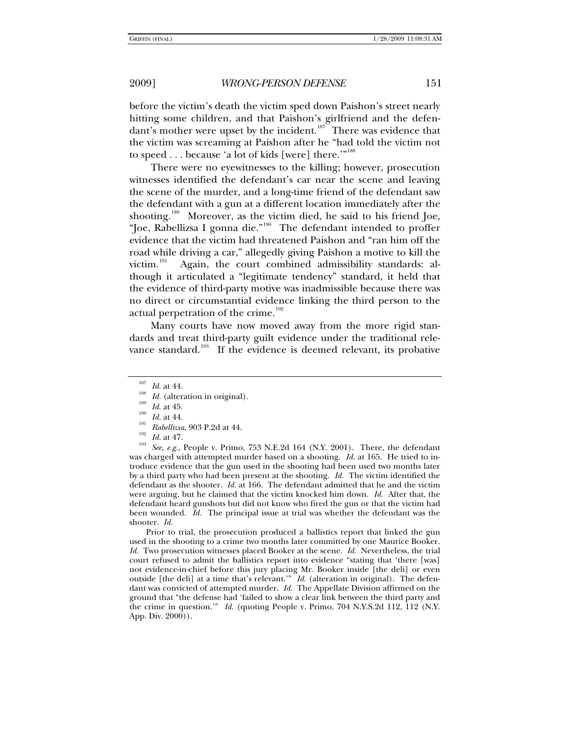before the victim's death the victim sped down Paishon's street nearly hitting some children, and that Paishon's girlfriend and the defendant's mother were upset by the incident.[187] There was evidence that the victim was screaming at Paishon after he "had told the victim not to speed . . . because 'a lot of kids [were] there.'"[188]

There were no eyewitnesses to the killing; however, prosecution witnesses identified the defendant's car near the scene and leaving the scene of the murder, and a long-time friend of the defendant saw the defendant with a gun at a different location immediately after the shooting.[189] Moreover, as the victim died, he said to his friend Joe, "Joe, Rabellizsa I gonna die."[190] The defendant intended to proffer evidence that the victim had threatened Paishon and "ran him off the road while driving a car," allegedly giving Paishon a motive to kill the victim.[191] Again, the court combined admissibility standards: although it articulated a "legitimate tendency" standard, it held that the evidence of third-party motive was inadmissible because there was no direct or circumstantial evidence linking the third person to the actual perpetration of the crime.[192]

Many courts have now moved away from the more rigid standards and treat third-party guilt evidence under the traditional relevance standard.[193] If the evidence is deemed relevant, its probative

---

[187] *Id.* at 44.

[188] *Id.* (alteration in original).

[189] *Id.* at 45.

[190] *Id.* at 44.

[191] *Rabellizsa*, 903 P.2d at 44.

[192] *Id.* at 47.

[193] *See, e.g.*, People v. Primo, 753 N.E.2d 164 (N.Y. 2001). There, the defendant was charged with attempted murder based on a shooting. *Id.* at 165. He tried to introduce evidence that the gun used in the shooting had been used two months later by a third party who had been present at the shooting. *Id.* The victim identified the defendant as the shooter. *Id.* at 166. The defendant admitted that he and the victim were arguing, but he claimed that the victim knocked him down. *Id.* After that, the defendant heard gunshots but did not know who fired the gun or that the victim had been wounded. *Id.* The principal issue at trial was whether the defendant was the shooter. *Id.*

Prior to trial, the prosecution produced a ballistics report that linked the gun used in the shooting to a crime two months later committed by one Maurice Booker. *Id.* Two prosecution witnesses placed Booker at the scene. *Id.* Nevertheless, the trial court refused to admit the ballistics report into evidence "stating that 'there [was] not evidence-in-chief before this jury placing Mr. Booker inside [the deli] or even outside [the deli] at a time that's relevant.'" *Id.* (alteration in original). The defendant was convicted of attempted murder. *Id.* The Appellate Division affirmed on the ground that "the defense had 'failed to show a clear link between the third party and the crime in question.'" *Id.* (quoting People v. Primo, 704 N.Y.S.2d 112, 112 (N.Y. App. Div. 2000)).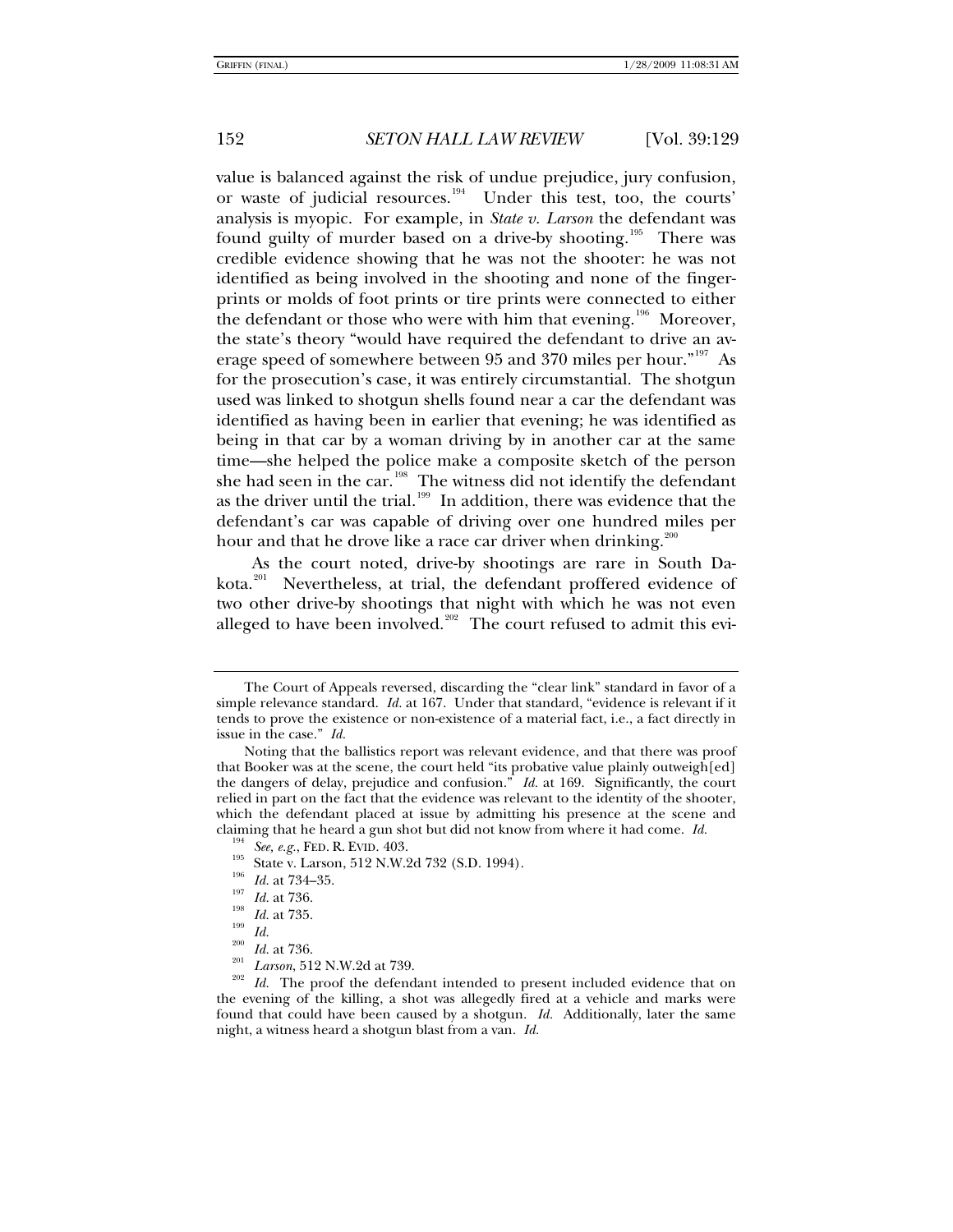value is balanced against the risk of undue prejudice, jury confusion, or waste of judicial resources.[194] Under this test, too, the courts' analysis is myopic. For example, in *State v. Larson* the defendant was found guilty of murder based on a drive-by shooting.[195] There was credible evidence showing that he was not the shooter: he was not identified as being involved in the shooting and none of the fingerprints or molds of foot prints or tire prints were connected to either the defendant or those who were with him that evening.[196] Moreover, the state's theory "would have required the defendant to drive an average speed of somewhere between 95 and 370 miles per hour."[197] As for the prosecution's case, it was entirely circumstantial. The shotgun used was linked to shotgun shells found near a car the defendant was identified as having been in earlier that evening; he was identified as being in that car by a woman driving by in another car at the same time—she helped the police make a composite sketch of the person she had seen in the car.[198] The witness did not identify the defendant as the driver until the trial.[199] In addition, there was evidence that the defendant's car was capable of driving over one hundred miles per hour and that he drove like a race car driver when drinking.[200]

As the court noted, drive-by shootings are rare in South Dakota.[201] Nevertheless, at trial, the defendant proffered evidence of two other drive-by shootings that night with which he was not even alleged to have been involved.[202] The court refused to admit this evi-

---

The Court of Appeals reversed, discarding the "clear link" standard in favor of a simple relevance standard. *Id.* at 167. Under that standard, "evidence is relevant if it tends to prove the existence or non-existence of a material fact, i.e., a fact directly in issue in the case." *Id.*

Noting that the ballistics report was relevant evidence, and that there was proof that Booker was at the scene, the court held "its probative value plainly outweigh[ed] the dangers of delay, prejudice and confusion." *Id.* at 169. Significantly, the court relied in part on the fact that the evidence was relevant to the identity of the shooter, which the defendant placed at issue by admitting his presence at the scene and claiming that he heard a gun shot but did not know from where it had come. *Id.*

[194] *See, e.g.*, FED. R. EVID. 403.

[195] State v. Larson, 512 N.W.2d 732 (S.D. 1994).

[196] *Id.* at 734–35.

[197] *Id.* at 736.

[198] *Id.* at 735.

[199] *Id.*

[200] *Id.* at 736.

[201] *Larson*, 512 N.W.2d at 739.

[202] *Id.* The proof the defendant intended to present included evidence that on the evening of the killing, a shot was allegedly fired at a vehicle and marks were found that could have been caused by a shotgun. *Id.* Additionally, later the same night, a witness heard a shotgun blast from a van. *Id.*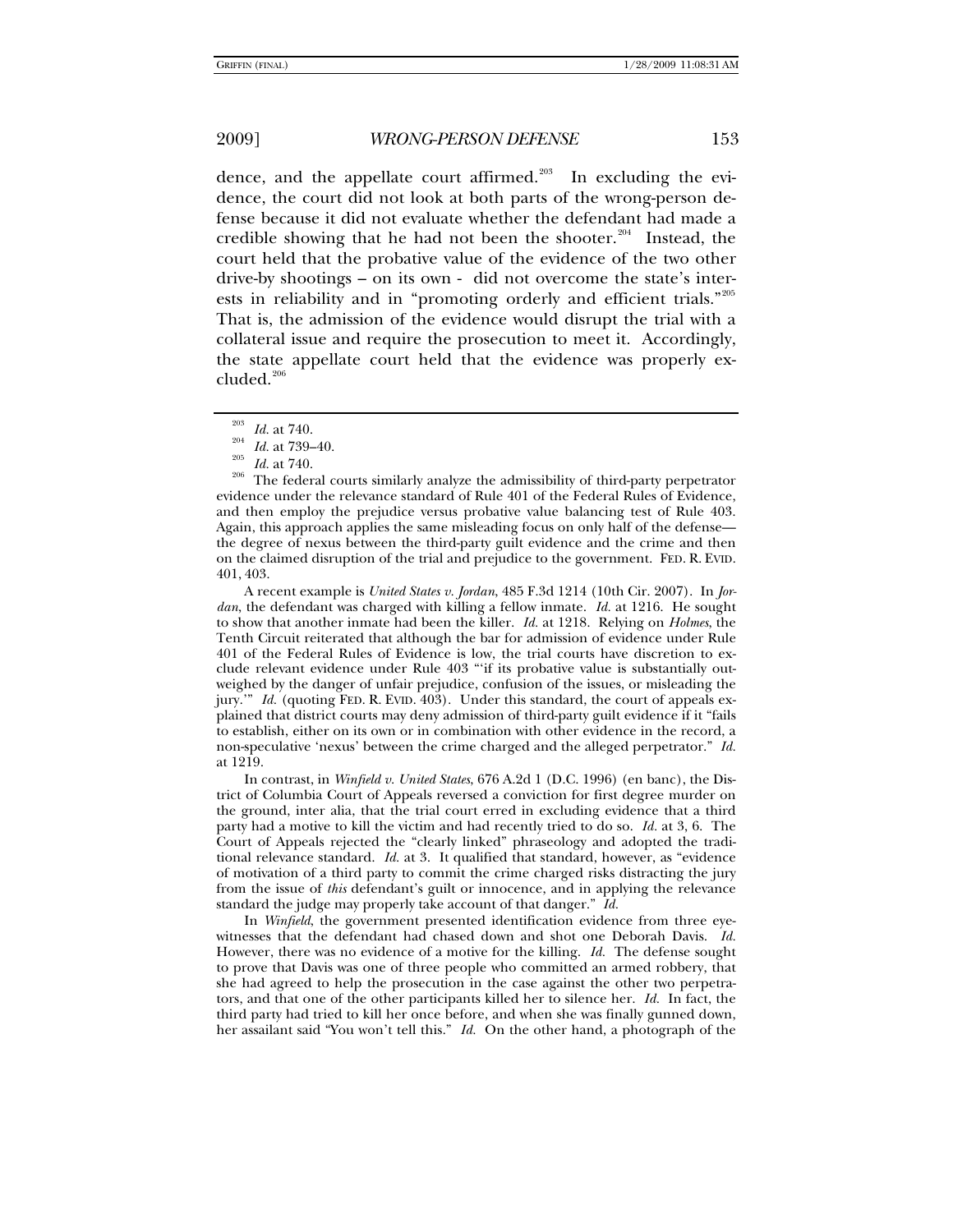dence, and the appellate court affirmed.[203] In excluding the evidence, the court did not look at both parts of the wrong-person defense because it did not evaluate whether the defendant had made a credible showing that he had not been the shooter.[204] Instead, the court held that the probative value of the evidence of the two other drive-by shootings – on its own - did not overcome the state's interests in reliability and in "promoting orderly and efficient trials."[205] That is, the admission of the evidence would disrupt the trial with a collateral issue and require the prosecution to meet it. Accordingly, the state appellate court held that the evidence was properly excluded.[206]

---

[203] *Id.* at 740.

[204] *Id.* at 739–40.

[205] *Id.* at 740.

[206] The federal courts similarly analyze the admissibility of third-party perpetrator evidence under the relevance standard of Rule 401 of the Federal Rules of Evidence, and then employ the prejudice versus probative value balancing test of Rule 403. Again, this approach applies the same misleading focus on only half of the defense—the degree of nexus between the third-party guilt evidence and the crime and then on the claimed disruption of the trial and prejudice to the government. FED. R. EVID. 401, 403.

A recent example is *United States v. Jordan*, 485 F.3d 1214 (10th Cir. 2007). In *Jordan*, the defendant was charged with killing a fellow inmate. *Id.* at 1216. He sought to show that another inmate had been the killer. *Id.* at 1218. Relying on *Holmes*, the Tenth Circuit reiterated that although the bar for admission of evidence under Rule 401 of the Federal Rules of Evidence is low, the trial courts have discretion to exclude relevant evidence under Rule 403 "'if its probative value is substantially outweighed by the danger of unfair prejudice, confusion of the issues, or misleading the jury.'" *Id.* (quoting FED. R. EVID. 403). Under this standard, the court of appeals explained that district courts may deny admission of third-party guilt evidence if it "fails to establish, either on its own or in combination with other evidence in the record, a non-speculative 'nexus' between the crime charged and the alleged perpetrator." *Id.* at 1219.

In contrast, in *Winfield v. United States*, 676 A.2d 1 (D.C. 1996) (en banc), the District of Columbia Court of Appeals reversed a conviction for first degree murder on the ground, inter alia, that the trial court erred in excluding evidence that a third party had a motive to kill the victim and had recently tried to do so. *Id.* at 3, 6. The Court of Appeals rejected the "clearly linked" phraseology and adopted the traditional relevance standard. *Id.* at 3. It qualified that standard, however, as "evidence of motivation of a third party to commit the crime charged risks distracting the jury from the issue of *this* defendant's guilt or innocence, and in applying the relevance standard the judge may properly take account of that danger." *Id.*

In *Winfield*, the government presented identification evidence from three eyewitnesses that the defendant had chased down and shot one Deborah Davis. *Id.* However, there was no evidence of a motive for the killing. *Id.* The defense sought to prove that Davis was one of three people who committed an armed robbery, that she had agreed to help the prosecution in the case against the other two perpetrators, and that one of the other participants killed her to silence her. *Id.* In fact, the third party had tried to kill her once before, and when she was finally gunned down, her assailant said "You won't tell this." *Id.* On the other hand, a photograph of the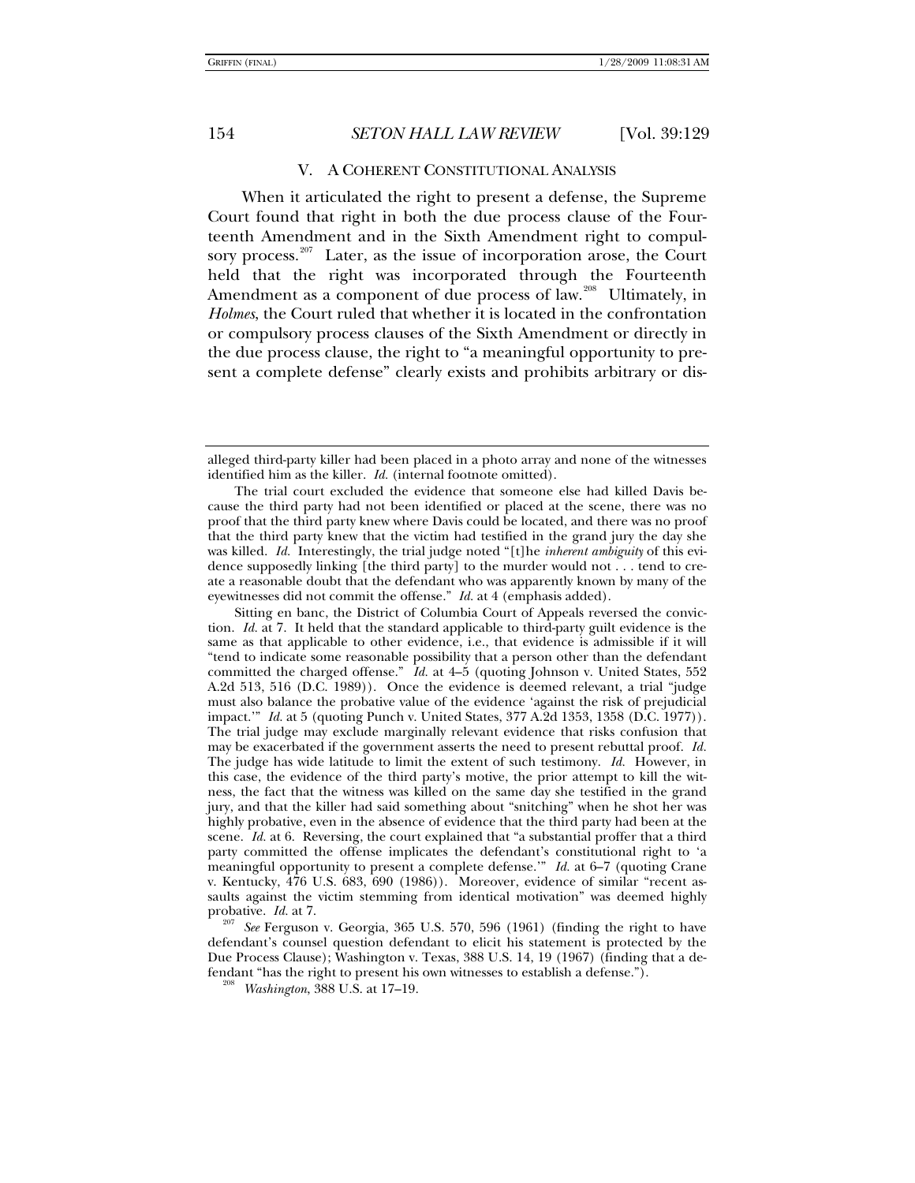## V. A COHERENT CONSTITUTIONAL ANALYSIS

When it articulated the right to present a defense, the Supreme Court found that right in both the due process clause of the Fourteenth Amendment and in the Sixth Amendment right to compulsory process.[207] Later, as the issue of incorporation arose, the Court held that the right was incorporated through the Fourteenth Amendment as a component of due process of law.[208] Ultimately, in *Holmes*, the Court ruled that whether it is located in the confrontation or compulsory process clauses of the Sixth Amendment or directly in the due process clause, the right to "a meaningful opportunity to present a complete defense" clearly exists and prohibits arbitrary or dis-

---

alleged third-party killer had been placed in a photo array and none of the witnesses identified him as the killer. *Id.* (internal footnote omitted).

The trial court excluded the evidence that someone else had killed Davis because the third party had not been identified or placed at the scene, there was no proof that the third party knew where Davis could be located, and there was no proof that the third party knew that the victim had testified in the grand jury the day she was killed. *Id.* Interestingly, the trial judge noted "[t]he *inherent ambiguity* of this evidence supposedly linking [the third party] to the murder would not . . . tend to create a reasonable doubt that the defendant who was apparently known by many of the eyewitnesses did not commit the offense." *Id.* at 4 (emphasis added).

Sitting en banc, the District of Columbia Court of Appeals reversed the conviction. *Id.* at 7. It held that the standard applicable to third-party guilt evidence is the same as that applicable to other evidence, i.e., that evidence is admissible if it will "tend to indicate some reasonable possibility that a person other than the defendant committed the charged offense." *Id.* at 4–5 (quoting Johnson v. United States, 552 A.2d 513, 516 (D.C. 1989)). Once the evidence is deemed relevant, a trial "judge must also balance the probative value of the evidence 'against the risk of prejudicial impact.'" *Id.* at 5 (quoting Punch v. United States, 377 A.2d 1353, 1358 (D.C. 1977)). The trial judge may exclude marginally relevant evidence that risks confusion that may be exacerbated if the government asserts the need to present rebuttal proof. *Id.* The judge has wide latitude to limit the extent of such testimony. *Id.* However, in this case, the evidence of the third party's motive, the prior attempt to kill the witness, the fact that the witness was killed on the same day she testified in the grand jury, and that the killer had said something about "snitching" when he shot her was highly probative, even in the absence of evidence that the third party had been at the scene. *Id.* at 6. Reversing, the court explained that "a substantial proffer that a third party committed the offense implicates the defendant's constitutional right to 'a meaningful opportunity to present a complete defense.'" *Id.* at 6–7 (quoting Crane v. Kentucky, 476 U.S. 683, 690 (1986)). Moreover, evidence of similar "recent assaults against the victim stemming from identical motivation" was deemed highly probative. *Id.* at 7.

[207] *See* Ferguson v. Georgia, 365 U.S. 570, 596 (1961) (finding the right to have defendant's counsel question defendant to elicit his statement is protected by the Due Process Clause); Washington v. Texas, 388 U.S. 14, 19 (1967) (finding that a defendant "has the right to present his own witnesses to establish a defense.").

[208] *Washington*, 388 U.S. at 17–19.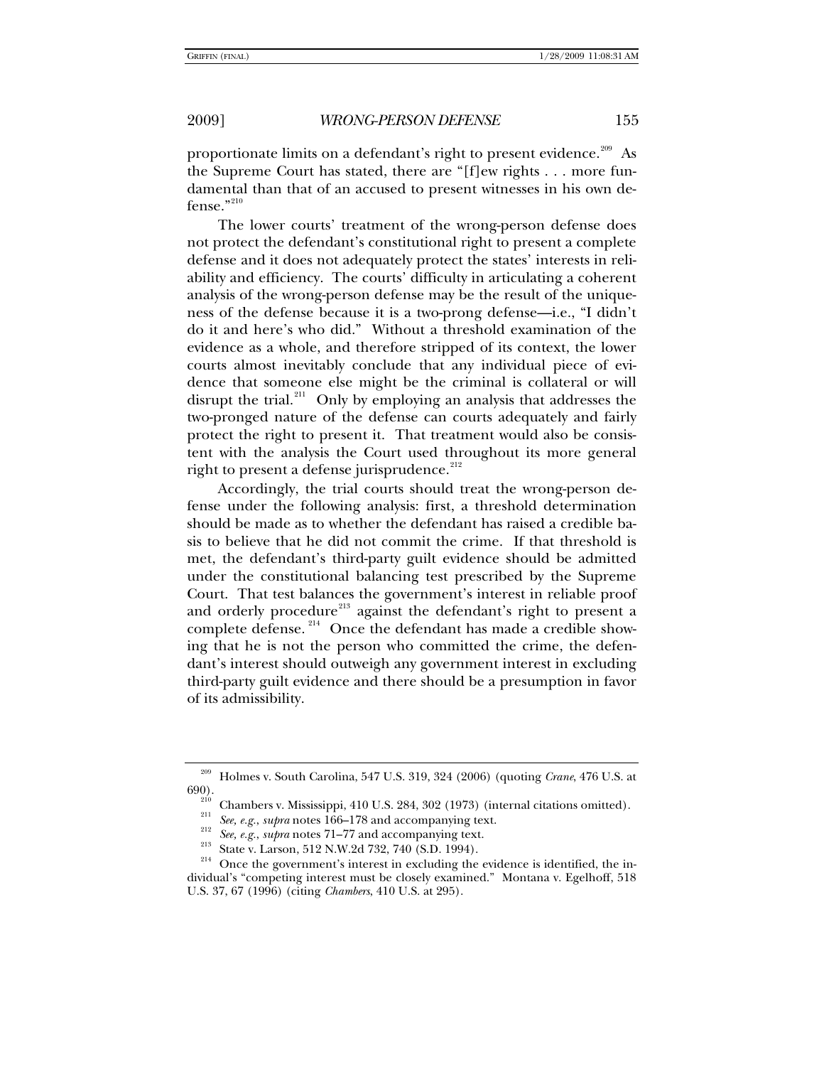proportionate limits on a defendant's right to present evidence.[209] As the Supreme Court has stated, there are "[f]ew rights . . . more fundamental than that of an accused to present witnesses in his own defense."[210]

The lower courts' treatment of the wrong-person defense does not protect the defendant's constitutional right to present a complete defense and it does not adequately protect the states' interests in reliability and efficiency. The courts' difficulty in articulating a coherent analysis of the wrong-person defense may be the result of the uniqueness of the defense because it is a two-prong defense—i.e., "I didn't do it and here's who did." Without a threshold examination of the evidence as a whole, and therefore stripped of its context, the lower courts almost inevitably conclude that any individual piece of evidence that someone else might be the criminal is collateral or will disrupt the trial.[211] Only by employing an analysis that addresses the two-pronged nature of the defense can courts adequately and fairly protect the right to present it. That treatment would also be consistent with the analysis the Court used throughout its more general right to present a defense jurisprudence.[212]

Accordingly, the trial courts should treat the wrong-person defense under the following analysis: first, a threshold determination should be made as to whether the defendant has raised a credible basis to believe that he did not commit the crime. If that threshold is met, the defendant's third-party guilt evidence should be admitted under the constitutional balancing test prescribed by the Supreme Court. That test balances the government's interest in reliable proof and orderly procedure[213] against the defendant's right to present a complete defense.[214] Once the defendant has made a credible showing that he is not the person who committed the crime, the defendant's interest should outweigh any government interest in excluding third-party guilt evidence and there should be a presumption in favor of its admissibility.

---

[209] Holmes v. South Carolina, 547 U.S. 319, 324 (2006) (quoting *Crane*, 476 U.S. at 690).

[210] Chambers v. Mississippi, 410 U.S. 284, 302 (1973) (internal citations omitted).

[211] *See, e.g.*, *supra* notes 166–178 and accompanying text.

[212] *See, e.g.*, *supra* notes 71–77 and accompanying text.

[213] State v. Larson, 512 N.W.2d 732, 740 (S.D. 1994).

[214] Once the government's interest in excluding the evidence is identified, the individual's "competing interest must be closely examined." Montana v. Egelhoff, 518 U.S. 37, 67 (1996) (citing *Chambers*, 410 U.S. at 295).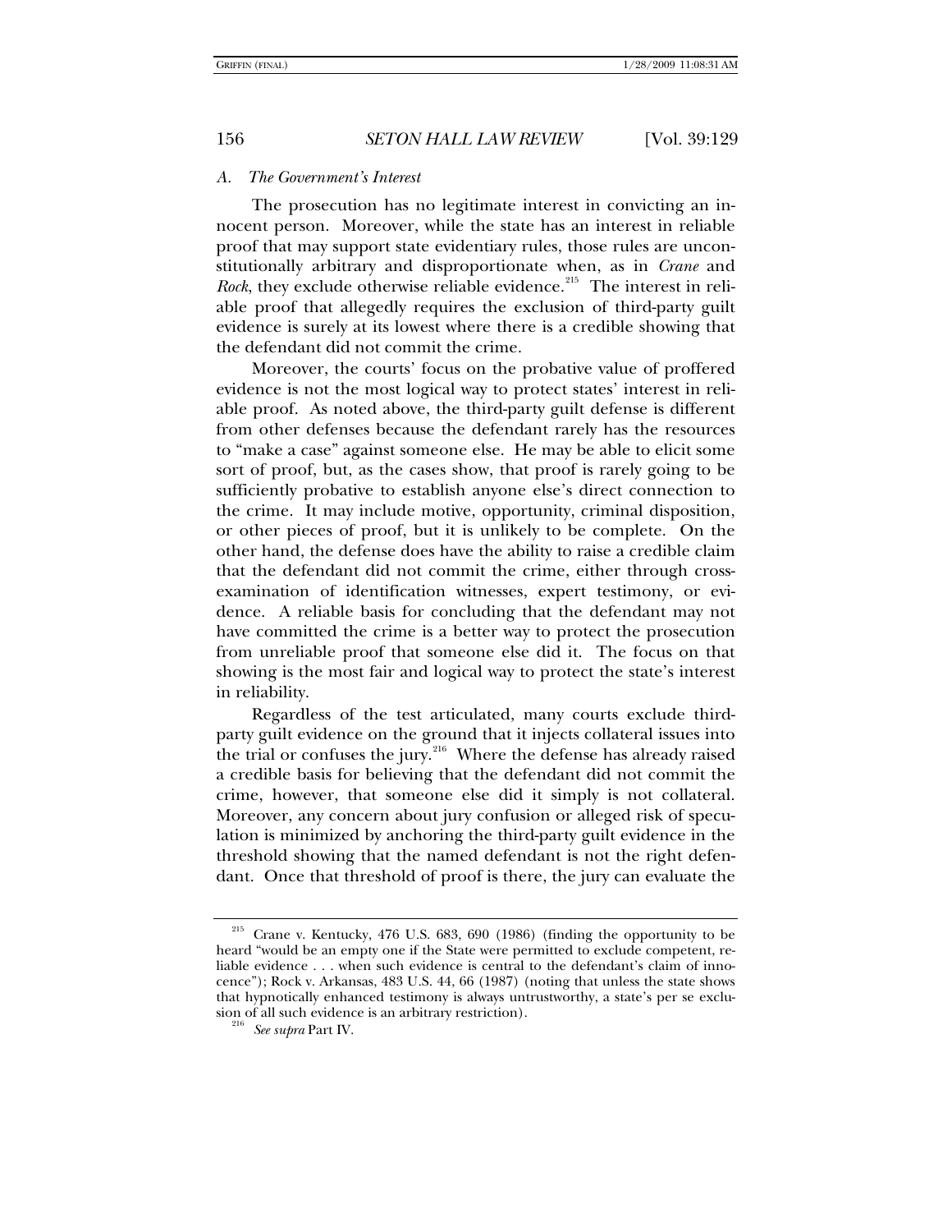### A. *The Government's Interest*

The prosecution has no legitimate interest in convicting an innocent person. Moreover, while the state has an interest in reliable proof that may support state evidentiary rules, those rules are unconstitutionally arbitrary and disproportionate when, as in *Crane* and *Rock*, they exclude otherwise reliable evidence.[215] The interest in reliable proof that allegedly requires the exclusion of third-party guilt evidence is surely at its lowest where there is a credible showing that the defendant did not commit the crime.

Moreover, the courts' focus on the probative value of proffered evidence is not the most logical way to protect states' interest in reliable proof. As noted above, the third-party guilt defense is different from other defenses because the defendant rarely has the resources to "make a case" against someone else. He may be able to elicit some sort of proof, but, as the cases show, that proof is rarely going to be sufficiently probative to establish anyone else's direct connection to the crime. It may include motive, opportunity, criminal disposition, or other pieces of proof, but it is unlikely to be complete. On the other hand, the defense does have the ability to raise a credible claim that the defendant did not commit the crime, either through cross-examination of identification witnesses, expert testimony, or evidence. A reliable basis for concluding that the defendant may not have committed the crime is a better way to protect the prosecution from unreliable proof that someone else did it. The focus on that showing is the most fair and logical way to protect the state's interest in reliability.

Regardless of the test articulated, many courts exclude third-party guilt evidence on the ground that it injects collateral issues into the trial or confuses the jury.[216] Where the defense has already raised a credible basis for believing that the defendant did not commit the crime, however, that someone else did it simply is not collateral. Moreover, any concern about jury confusion or alleged risk of speculation is minimized by anchoring the third-party guilt evidence in the threshold showing that the named defendant is not the right defendant. Once that threshold of proof is there, the jury can evaluate the

---

[215] Crane v. Kentucky, 476 U.S. 683, 690 (1986) (finding the opportunity to be heard "would be an empty one if the State were permitted to exclude competent, reliable evidence . . . when such evidence is central to the defendant's claim of innocence"); Rock v. Arkansas, 483 U.S. 44, 66 (1987) (noting that unless the state shows that hypnotically enhanced testimony is always untrustworthy, a state's per se exclusion of all such evidence is an arbitrary restriction).

[216] *See supra* Part IV.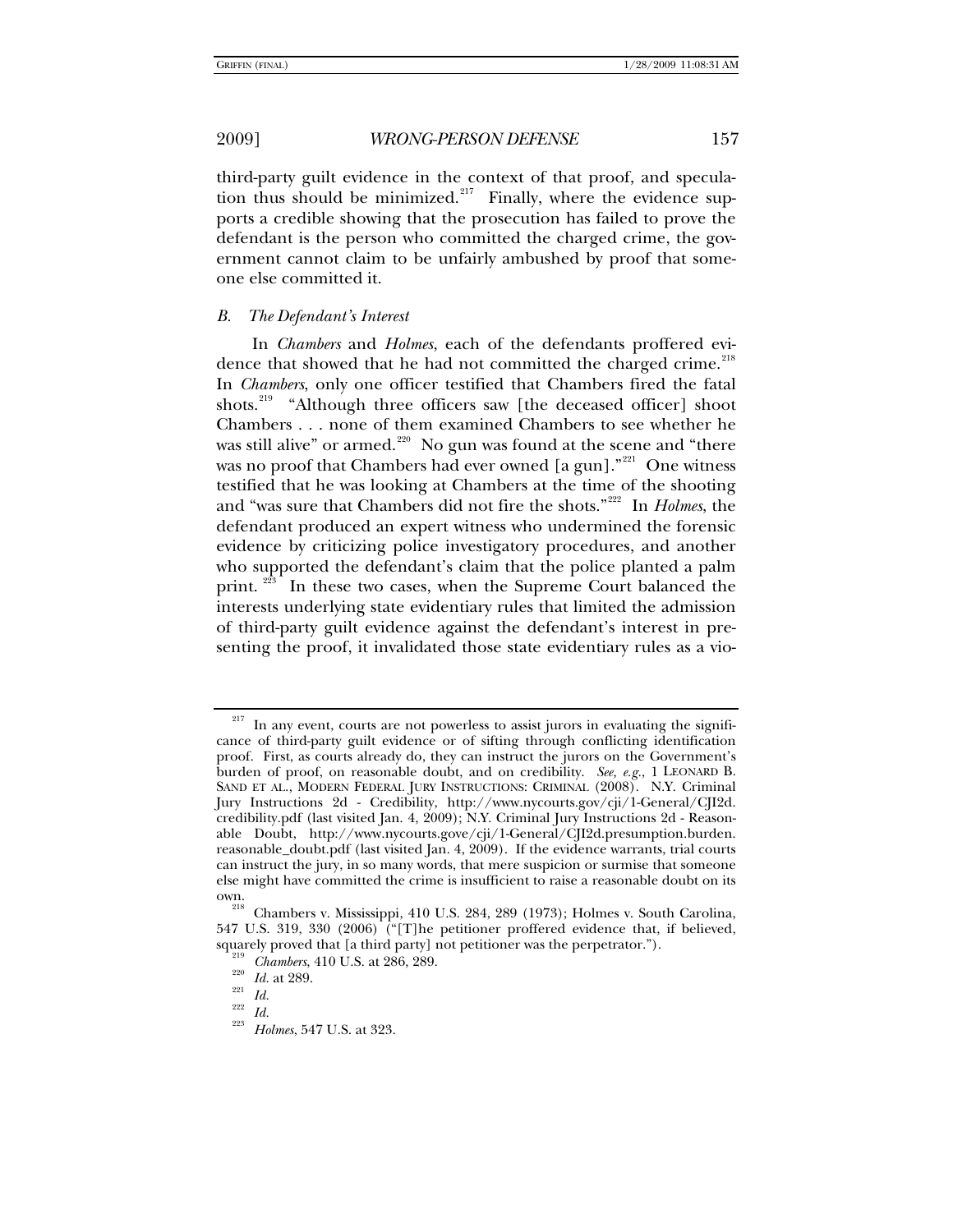third-party guilt evidence in the context of that proof, and speculation thus should be minimized.[217] Finally, where the evidence supports a credible showing that the prosecution has failed to prove the defendant is the person who committed the charged crime, the government cannot claim to be unfairly ambushed by proof that someone else committed it.

### *B. The Defendant's Interest*

In *Chambers* and *Holmes*, each of the defendants proffered evidence that showed that he had not committed the charged crime.[218] In *Chambers*, only one officer testified that Chambers fired the fatal shots.[219] "Although three officers saw [the deceased officer] shoot Chambers . . . none of them examined Chambers to see whether he was still alive" or armed.[220] No gun was found at the scene and "there was no proof that Chambers had ever owned [a gun]."[221] One witness testified that he was looking at Chambers at the time of the shooting and "was sure that Chambers did not fire the shots."[222] In *Holmes*, the defendant produced an expert witness who undermined the forensic evidence by criticizing police investigatory procedures, and another who supported the defendant's claim that the police planted a palm print.[223] In these two cases, when the Supreme Court balanced the interests underlying state evidentiary rules that limited the admission of third-party guilt evidence against the defendant's interest in presenting the proof, it invalidated those state evidentiary rules as a vio-

---

[217] In any event, courts are not powerless to assist jurors in evaluating the significance of third-party guilt evidence or of sifting through conflicting identification proof. First, as courts already do, they can instruct the jurors on the Government's burden of proof, on reasonable doubt, and on credibility. *See, e.g.*, 1 LEONARD B. SAND ET AL., MODERN FEDERAL JURY INSTRUCTIONS: CRIMINAL (2008). N.Y. Criminal Jury Instructions 2d - Credibility, http://www.nycourts.gov/cji/1-General/CJI2d.credibility.pdf (last visited Jan. 4, 2009); N.Y. Criminal Jury Instructions 2d - Reasonable Doubt, http://www.nycourts.gove/cji/1-General/CJI2d.presumption.burden.reasonable_doubt.pdf (last visited Jan. 4, 2009). If the evidence warrants, trial courts can instruct the jury, in so many words, that mere suspicion or surmise that someone else might have committed the crime is insufficient to raise a reasonable doubt on its own.

[218] Chambers v. Mississippi, 410 U.S. 284, 289 (1973); Holmes v. South Carolina, 547 U.S. 319, 330 (2006) ("[T]he petitioner proffered evidence that, if believed, squarely proved that [a third party] not petitioner was the perpetrator.").

[219] *Chambers*, 410 U.S. at 286, 289.

[220] *Id.* at 289.

[221] *Id.*

[222] *Id.*

[223] *Holmes*, 547 U.S. at 323.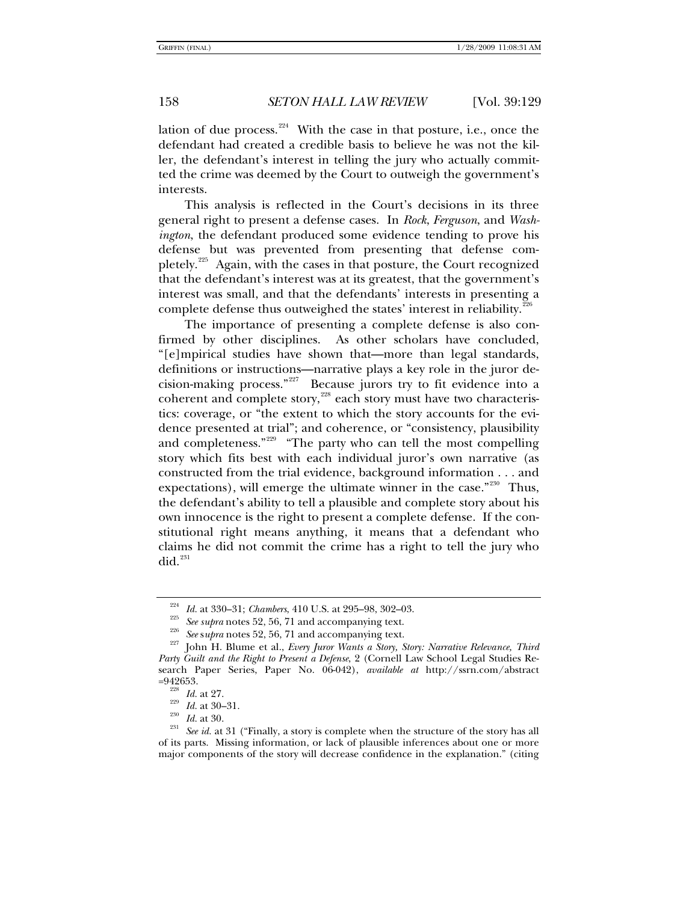lation of due process.[224] With the case in that posture, i.e., once the defendant had created a credible basis to believe he was not the killer, the defendant's interest in telling the jury who actually committed the crime was deemed by the Court to outweigh the government's interests.

This analysis is reflected in the Court's decisions in its three general right to present a defense cases. In *Rock*, *Ferguson*, and *Washington*, the defendant produced some evidence tending to prove his defense but was prevented from presenting that defense completely.[225] Again, with the cases in that posture, the Court recognized that the defendant's interest was at its greatest, that the government's interest was small, and that the defendants' interests in presenting a complete defense thus outweighed the states' interest in reliability.[226]

The importance of presenting a complete defense is also confirmed by other disciplines. As other scholars have concluded, "[e]mpirical studies have shown that—more than legal standards, definitions or instructions—narrative plays a key role in the juror decision-making process."[227] Because jurors try to fit evidence into a coherent and complete story,[228] each story must have two characteristics: coverage, or "the extent to which the story accounts for the evidence presented at trial"; and coherence, or "consistency, plausibility and completeness."[229] "The party who can tell the most compelling story which fits best with each individual juror's own narrative (as constructed from the trial evidence, background information . . . and expectations), will emerge the ultimate winner in the case."[230] Thus, the defendant's ability to tell a plausible and complete story about his own innocence is the right to present a complete defense. If the constitutional right means anything, it means that a defendant who claims he did not commit the crime has a right to tell the jury who did.[231]

---

[224] *Id.* at 330–31; *Chambers*, 410 U.S. at 295–98, 302–03.

[225] *See supra* notes 52, 56, 71 and accompanying text.

[226] *See supra* notes 52, 56, 71 and accompanying text.

[227] John H. Blume et al., *Every Juror Wants a Story, Story: Narrative Relevance, Third Party Guilt and the Right to Present a Defense*, 2 (Cornell Law School Legal Studies Research Paper Series, Paper No. 06-042), *available at* http://ssrn.com/abstract=942653.

[228] *Id.* at 27.

[229] *Id.* at 30–31.

[230] *Id.* at 30.

[231] *See id.* at 31 ("Finally, a story is complete when the structure of the story has all of its parts. Missing information, or lack of plausible inferences about one or more major components of the story will decrease confidence in the explanation." (citing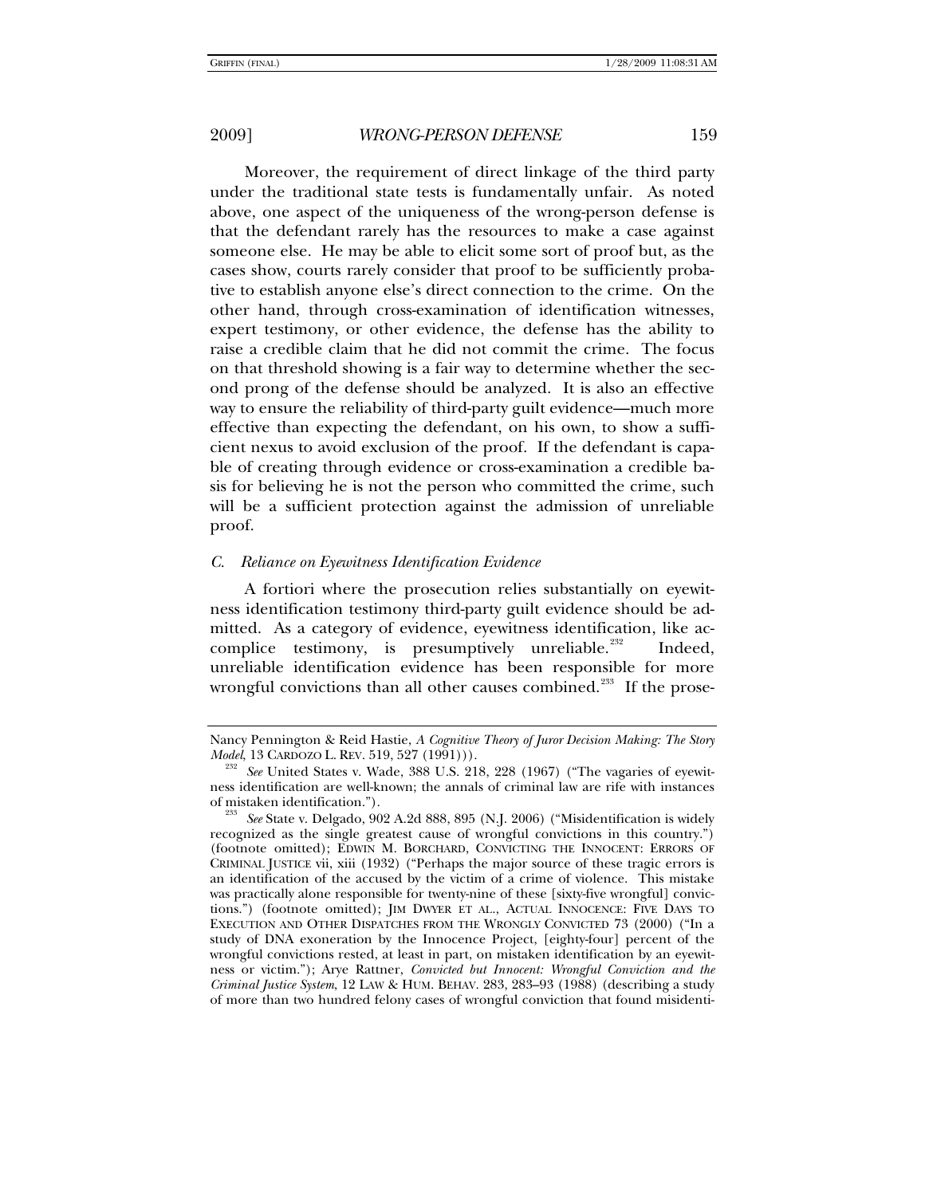Moreover, the requirement of direct linkage of the third party under the traditional state tests is fundamentally unfair. As noted above, one aspect of the uniqueness of the wrong-person defense is that the defendant rarely has the resources to make a case against someone else. He may be able to elicit some sort of proof but, as the cases show, courts rarely consider that proof to be sufficiently probative to establish anyone else's direct connection to the crime. On the other hand, through cross-examination of identification witnesses, expert testimony, or other evidence, the defense has the ability to raise a credible claim that he did not commit the crime. The focus on that threshold showing is a fair way to determine whether the second prong of the defense should be analyzed. It is also an effective way to ensure the reliability of third-party guilt evidence—much more effective than expecting the defendant, on his own, to show a sufficient nexus to avoid exclusion of the proof. If the defendant is capable of creating through evidence or cross-examination a credible basis for believing he is not the person who committed the crime, such will be a sufficient protection against the admission of unreliable proof.

### *C. Reliance on Eyewitness Identification Evidence*

A fortiori where the prosecution relies substantially on eyewitness identification testimony third-party guilt evidence should be admitted. As a category of evidence, eyewitness identification, like accomplice testimony, is presumptively unreliable.[232] Indeed, unreliable identification evidence has been responsible for more wrongful convictions than all other causes combined.[233] If the prose-

---

Nancy Pennington & Reid Hastie, *A Cognitive Theory of Juror Decision Making: The Story Model*, 13 CARDOZO L. REV. 519, 527 (1991))).

[232] *See* United States v. Wade, 388 U.S. 218, 228 (1967) ("The vagaries of eyewitness identification are well-known; the annals of criminal law are rife with instances of mistaken identification.").

[233] *See* State v. Delgado, 902 A.2d 888, 895 (N.J. 2006) ("Misidentification is widely recognized as the single greatest cause of wrongful convictions in this country.") (footnote omitted); EDWIN M. BORCHARD, CONVICTING THE INNOCENT: ERRORS OF CRIMINAL JUSTICE vii, xiii (1932) ("Perhaps the major source of these tragic errors is an identification of the accused by the victim of a crime of violence. This mistake was practically alone responsible for twenty-nine of these [sixty-five wrongful] convictions.") (footnote omitted); JIM DWYER ET AL., ACTUAL INNOCENCE: FIVE DAYS TO EXECUTION AND OTHER DISPATCHES FROM THE WRONGLY CONVICTED 73 (2000) ("In a study of DNA exoneration by the Innocence Project, [eighty-four] percent of the wrongful convictions rested, at least in part, on mistaken identification by an eyewitness or victim."); Arye Rattner, *Convicted but Innocent: Wrongful Conviction and the Criminal Justice System*, 12 LAW & HUM. BEHAV. 283, 283–93 (1988) (describing a study of more than two hundred felony cases of wrongful conviction that found misidenti-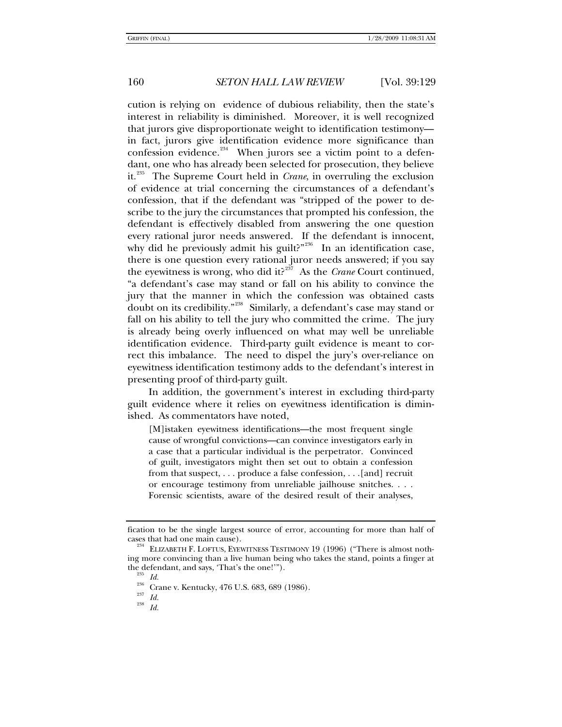cution is relying on evidence of dubious reliability, then the state's interest in reliability is diminished. Moreover, it is well recognized that jurors give disproportionate weight to identification testimony—in fact, jurors give identification evidence more significance than confession evidence.[234] When jurors see a victim point to a defendant, one who has already been selected for prosecution, they believe it.[235] The Supreme Court held in *Crane*, in overruling the exclusion of evidence at trial concerning the circumstances of a defendant's confession, that if the defendant was "stripped of the power to describe to the jury the circumstances that prompted his confession, the defendant is effectively disabled from answering the one question every rational juror needs answered. If the defendant is innocent, why did he previously admit his guilt?"[236] In an identification case, there is one question every rational juror needs answered; if you say the eyewitness is wrong, who did it?[237] As the *Crane* Court continued, "a defendant's case may stand or fall on his ability to convince the jury that the manner in which the confession was obtained casts doubt on its credibility."[238] Similarly, a defendant's case may stand or fall on his ability to tell the jury who committed the crime. The jury is already being overly influenced on what may well be unreliable identification evidence. Third-party guilt evidence is meant to correct this imbalance. The need to dispel the jury's over-reliance on eyewitness identification testimony adds to the defendant's interest in presenting proof of third-party guilt.

In addition, the government's interest in excluding third-party guilt evidence where it relies on eyewitness identification is diminished. As commentators have noted,

> [M]istaken eyewitness identifications—the most frequent single cause of wrongful convictions—can convince investigators early in a case that a particular individual is the perpetrator. Convinced of guilt, investigators might then set out to obtain a confession from that suspect, . . . produce a false confession, . . .[and] recruit or encourage testimony from unreliable jailhouse snitches. . . . Forensic scientists, aware of the desired result of their analyses,

---

fication to be the single largest source of error, accounting for more than half of cases that had one main cause).

[234] ELIZABETH F. LOFTUS, EYEWITNESS TESTIMONY 19 (1996) ("There is almost nothing more convincing than a live human being who takes the stand, points a finger at the defendant, and says, 'That's the one!'").

[235] *Id.*

[236] Crane v. Kentucky, 476 U.S. 683, 689 (1986).

[237] *Id.*

[238] *Id.*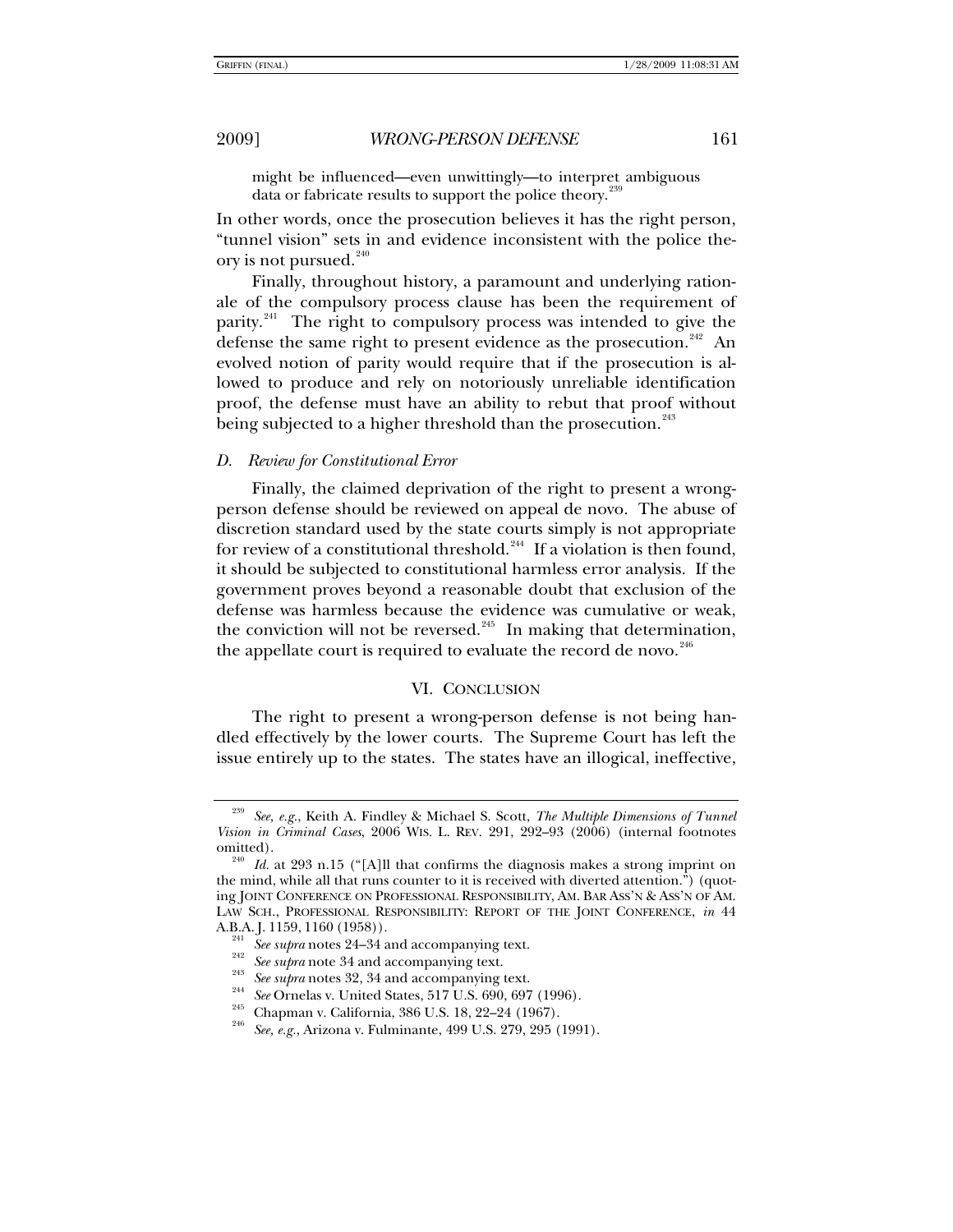might be influenced—even unwittingly—to interpret ambiguous data or fabricate results to support the police theory.[239]

In other words, once the prosecution believes it has the right person, "tunnel vision" sets in and evidence inconsistent with the police theory is not pursued.[240]

Finally, throughout history, a paramount and underlying rationale of the compulsory process clause has been the requirement of parity.[241] The right to compulsory process was intended to give the defense the same right to present evidence as the prosecution.[242] An evolved notion of parity would require that if the prosecution is allowed to produce and rely on notoriously unreliable identification proof, the defense must have an ability to rebut that proof without being subjected to a higher threshold than the prosecution.[243]

### *D. Review for Constitutional Error*

Finally, the claimed deprivation of the right to present a wrong-person defense should be reviewed on appeal de novo. The abuse of discretion standard used by the state courts simply is not appropriate for review of a constitutional threshold.[244] If a violation is then found, it should be subjected to constitutional harmless error analysis. If the government proves beyond a reasonable doubt that exclusion of the defense was harmless because the evidence was cumulative or weak, the conviction will not be reversed.[245] In making that determination, the appellate court is required to evaluate the record de novo.[246]

## VI. CONCLUSION

The right to present a wrong-person defense is not being handled effectively by the lower courts. The Supreme Court has left the issue entirely up to the states. The states have an illogical, ineffective,

---

[239] *See, e.g.*, Keith A. Findley & Michael S. Scott, *The Multiple Dimensions of Tunnel Vision in Criminal Cases*, 2006 WIS. L. REV. 291, 292–93 (2006) (internal footnotes omitted).

[240] *Id.* at 293 n.15 ("[A]ll that confirms the diagnosis makes a strong imprint on the mind, while all that runs counter to it is received with diverted attention.") (quoting JOINT CONFERENCE ON PROFESSIONAL RESPONSIBILITY, AM. BAR ASS'N & ASS'N OF AM. LAW SCH., PROFESSIONAL RESPONSIBILITY: REPORT OF THE JOINT CONFERENCE, *in* 44 A.B.A. J. 1159, 1160 (1958)).

[241] *See supra* notes 24–34 and accompanying text.

[242] *See supra* note 34 and accompanying text.

[243] *See supra* notes 32, 34 and accompanying text.

[244] *See* Ornelas v. United States, 517 U.S. 690, 697 (1996).

[245] Chapman v. California, 386 U.S. 18, 22–24 (1967).

[246] *See, e.g.*, Arizona v. Fulminante, 499 U.S. 279, 295 (1991).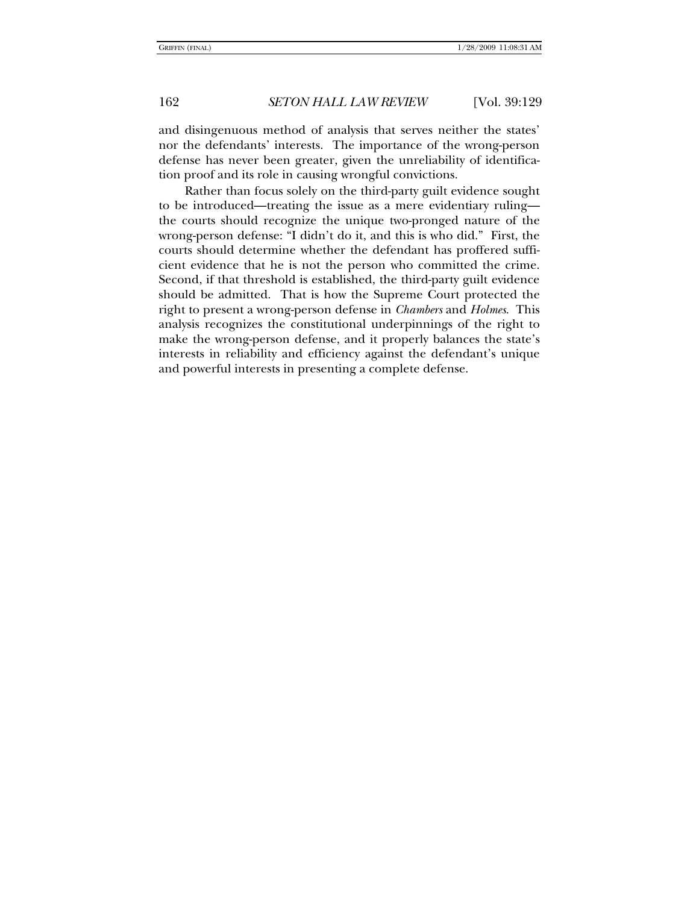and disingenuous method of analysis that serves neither the states' nor the defendants' interests. The importance of the wrong-person defense has never been greater, given the unreliability of identification proof and its role in causing wrongful convictions.

Rather than focus solely on the third-party guilt evidence sought to be introduced—treating the issue as a mere evidentiary ruling—the courts should recognize the unique two-pronged nature of the wrong-person defense: "I didn't do it, and this is who did." First, the courts should determine whether the defendant has proffered sufficient evidence that he is not the person who committed the crime. Second, if that threshold is established, the third-party guilt evidence should be admitted. That is how the Supreme Court protected the right to present a wrong-person defense in *Chambers* and *Holmes*. This analysis recognizes the constitutional underpinnings of the right to make the wrong-person defense, and it properly balances the state's interests in reliability and efficiency against the defendant's unique and powerful interests in presenting a complete defense.